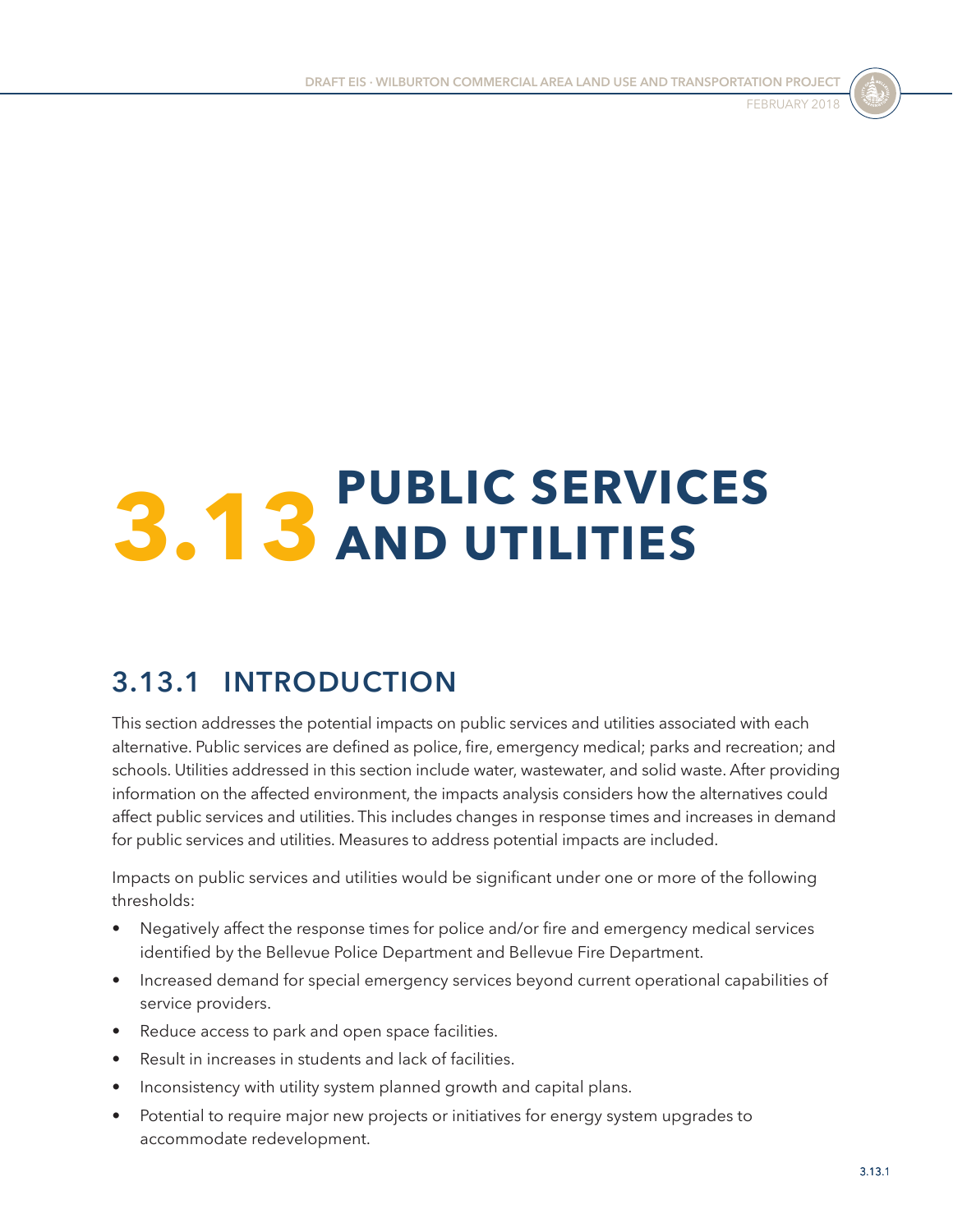# 3.13 PUBLIC SERVICES AND UTILITIES

## 3.13.1 INTRODUCTION

This section addresses the potential impacts on public services and utilities associated with each alternative. Public services are defined as police, fire, emergency medical; parks and recreation; and schools. Utilities addressed in this section include water, wastewater, and solid waste. After providing information on the affected environment, the impacts analysis considers how the alternatives could affect public services and utilities. This includes changes in response times and increases in demand for public services and utilities. Measures to address potential impacts are included.

Impacts on public services and utilities would be significant under one or more of the following thresholds:

- Negatively affect the response times for police and/or fire and emergency medical services identified by the Bellevue Police Department and Bellevue Fire Department.
- Increased demand for special emergency services beyond current operational capabilities of service providers.
- Reduce access to park and open space facilities.
- Result in increases in students and lack of facilities.
- Inconsistency with utility system planned growth and capital plans.
- Potential to require major new projects or initiatives for energy system upgrades to accommodate redevelopment.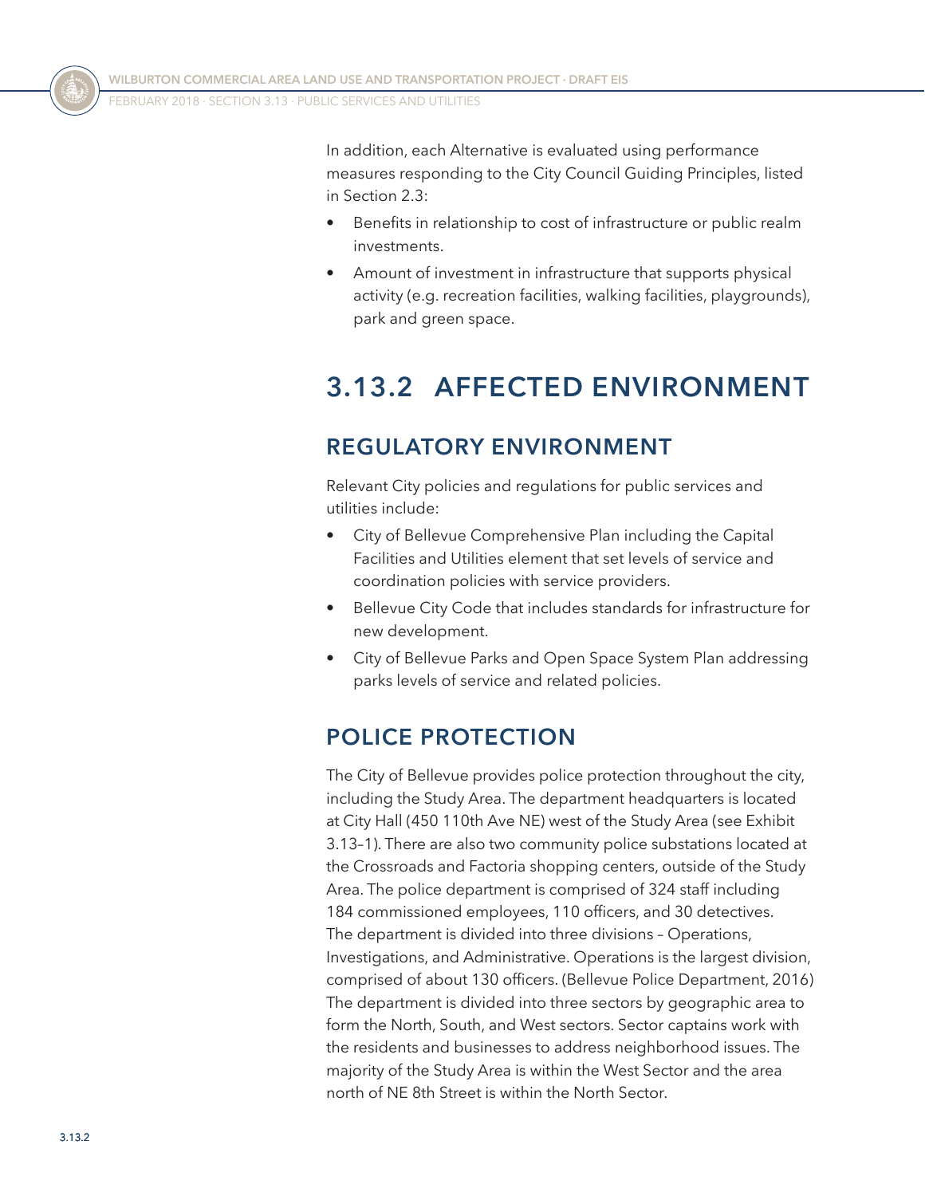In addition, each Alternative is evaluated using performance measures responding to the City Council Guiding Principles, listed in Section 2.3:

- Benefits in relationship to cost of infrastructure or public realm investments.
- Amount of investment in infrastructure that supports physical activity (e.g. recreation facilities, walking facilities, playgrounds), park and green space.

## 3.13.2 AFFECTED ENVIRONMENT

### REGULATORY ENVIRONMENT

Relevant City policies and regulations for public services and utilities include:

- City of Bellevue Comprehensive Plan including the Capital Facilities and Utilities element that set levels of service and coordination policies with service providers.
- Bellevue City Code that includes standards for infrastructure for new development.
- City of Bellevue Parks and Open Space System Plan addressing parks levels of service and related policies.

### POLICE PROTECTION

The City of Bellevue provides police protection throughout the city, including the Study Area. The department headquarters is located at City Hall (450 110th Ave NE) west of the Study Area (see Exhibit 3.13–1). There are also two community police substations located at the Crossroads and Factoria shopping centers, outside of the Study Area. The police department is comprised of 324 staff including 184 commissioned employees, 110 officers, and 30 detectives. The department is divided into three divisions – Operations, Investigations, and Administrative. Operations is the largest division, comprised of about 130 officers. (Bellevue Police Department, 2016) The department is divided into three sectors by geographic area to form the North, South, and West sectors. Sector captains work with the residents and businesses to address neighborhood issues. The majority of the Study Area is within the West Sector and the area north of NE 8th Street is within the North Sector.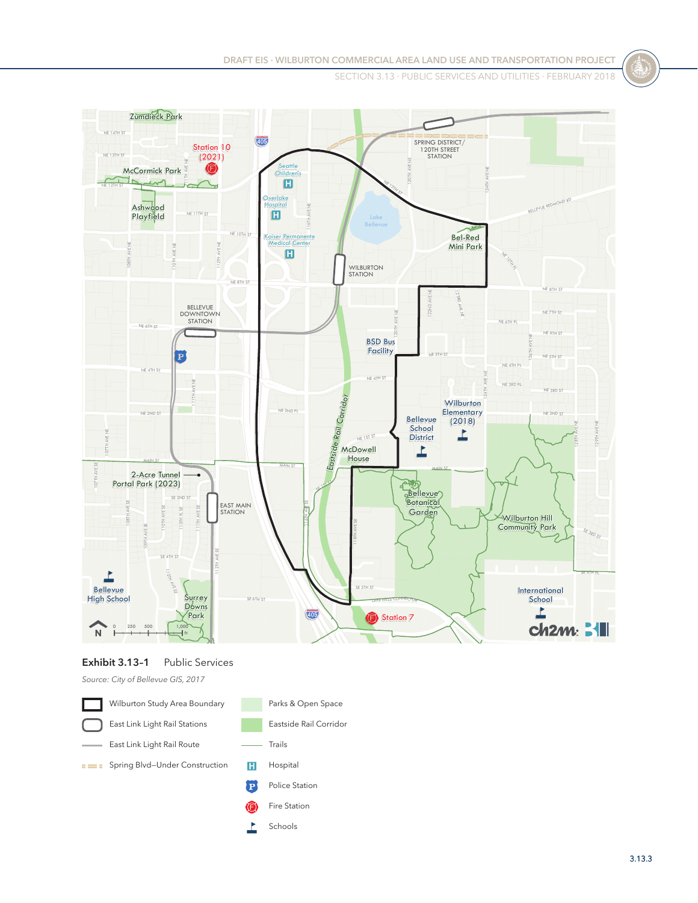**Exhibit 3.13-1** Public Services

*Source: City of Bellevue GIS, 2017*

- Wilburton Study Area Boundary
- East Link Light Rail Stations
- East Link Light Rail Route
- Spring Blvd–Under Construction
- Parks & Open Space
- Eastside Rail Corridor
- Trails
- Hospital
- Police Station
- Fire Station
- Schools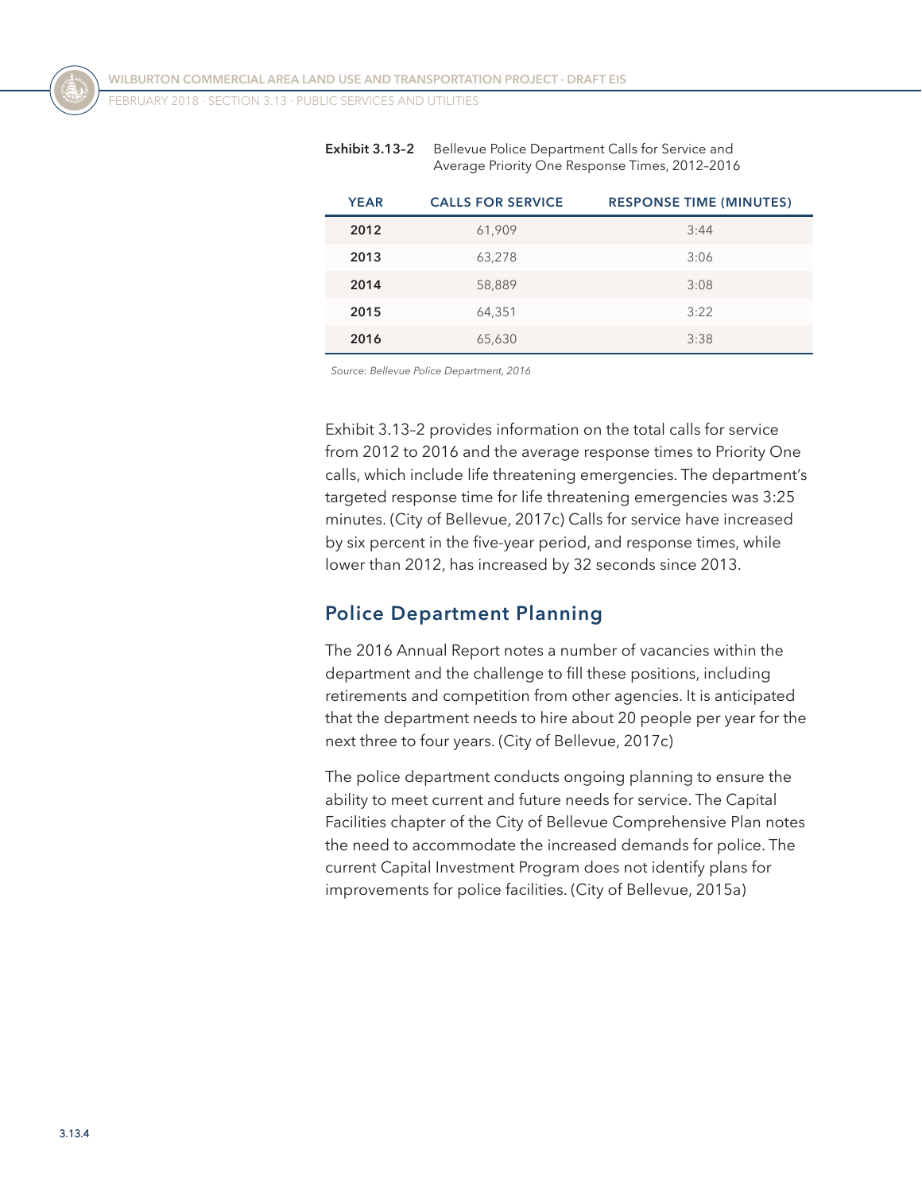**Exhibit 3.13–2** Bellevue Police Department Calls for Service and Average Priority One Response Times, 2012–2016

| YEAR | CALLS FOR SERVICE | RESPONSE TIME (MINUTES) |
|---|---|---|
| **2012** | 61,909 | 3:44 |
| **2013** | 63,278 | 3:06 |
| **2014** | 58,889 | 3:08 |
| **2015** | 64,351 | 3:22 |
| **2016** | 65,630 | 3:38 |

*Source: Bellevue Police Department, 2016*

Exhibit 3.13–2 provides information on the total calls for service from 2012 to 2016 and the average response times to Priority One calls, which include life threatening emergencies. The department's targeted response time for life threatening emergencies was 3:25 minutes. (City of Bellevue, 2017c) Calls for service have increased by six percent in the five-year period, and response times, while lower than 2012, has increased by 32 seconds since 2013.

## Police Department Planning

The 2016 Annual Report notes a number of vacancies within the department and the challenge to fill these positions, including retirements and competition from other agencies. It is anticipated that the department needs to hire about 20 people per year for the next three to four years. (City of Bellevue, 2017c)

The police department conducts ongoing planning to ensure the ability to meet current and future needs for service. The Capital Facilities chapter of the City of Bellevue Comprehensive Plan notes the need to accommodate the increased demands for police. The current Capital Investment Program does not identify plans for improvements for police facilities. (City of Bellevue, 2015a)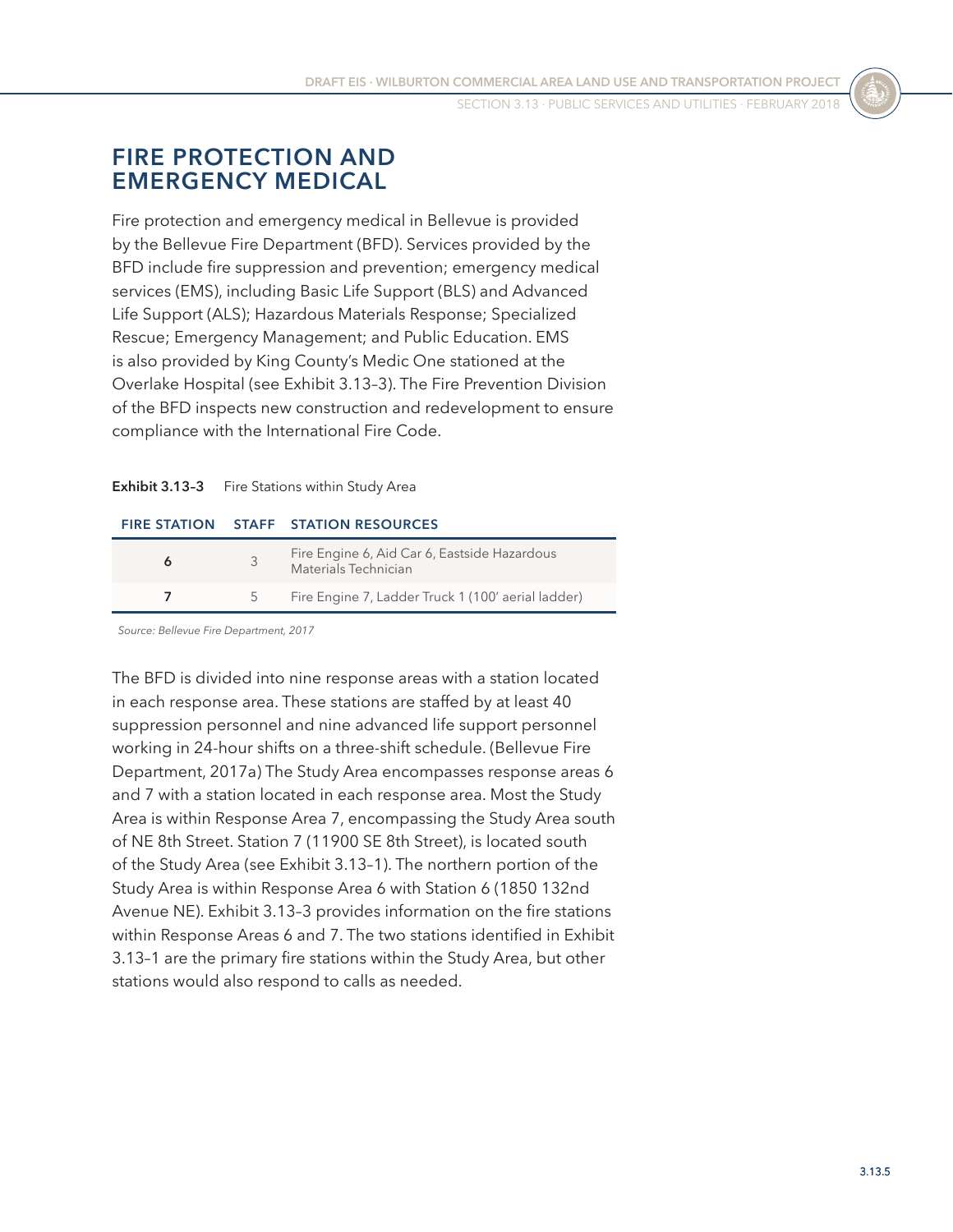## FIRE PROTECTION AND EMERGENCY MEDICAL

Fire protection and emergency medical in Bellevue is provided by the Bellevue Fire Department (BFD). Services provided by the BFD include fire suppression and prevention; emergency medical services (EMS), including Basic Life Support (BLS) and Advanced Life Support (ALS); Hazardous Materials Response; Specialized Rescue; Emergency Management; and Public Education. EMS is also provided by King County's Medic One stationed at the Overlake Hospital (see Exhibit 3.13–3). The Fire Prevention Division of the BFD inspects new construction and redevelopment to ensure compliance with the International Fire Code.

**Exhibit 3.13–3** Fire Stations within Study Area

| FIRE STATION | STAFF | STATION RESOURCES |
|---|---|---|
| **6** | 3 | Fire Engine 6, Aid Car 6, Eastside Hazardous Materials Technician |
| **7** | 5 | Fire Engine 7, Ladder Truck 1 (100' aerial ladder) |

*Source: Bellevue Fire Department, 2017*

The BFD is divided into nine response areas with a station located in each response area. These stations are staffed by at least 40 suppression personnel and nine advanced life support personnel working in 24-hour shifts on a three-shift schedule. (Bellevue Fire Department, 2017a) The Study Area encompasses response areas 6 and 7 with a station located in each response area. Most the Study Area is within Response Area 7, encompassing the Study Area south of NE 8th Street. Station 7 (11900 SE 8th Street), is located south of the Study Area (see Exhibit 3.13–1). The northern portion of the Study Area is within Response Area 6 with Station 6 (1850 132nd Avenue NE). Exhibit 3.13–3 provides information on the fire stations within Response Areas 6 and 7. The two stations identified in Exhibit 3.13–1 are the primary fire stations within the Study Area, but other stations would also respond to calls as needed.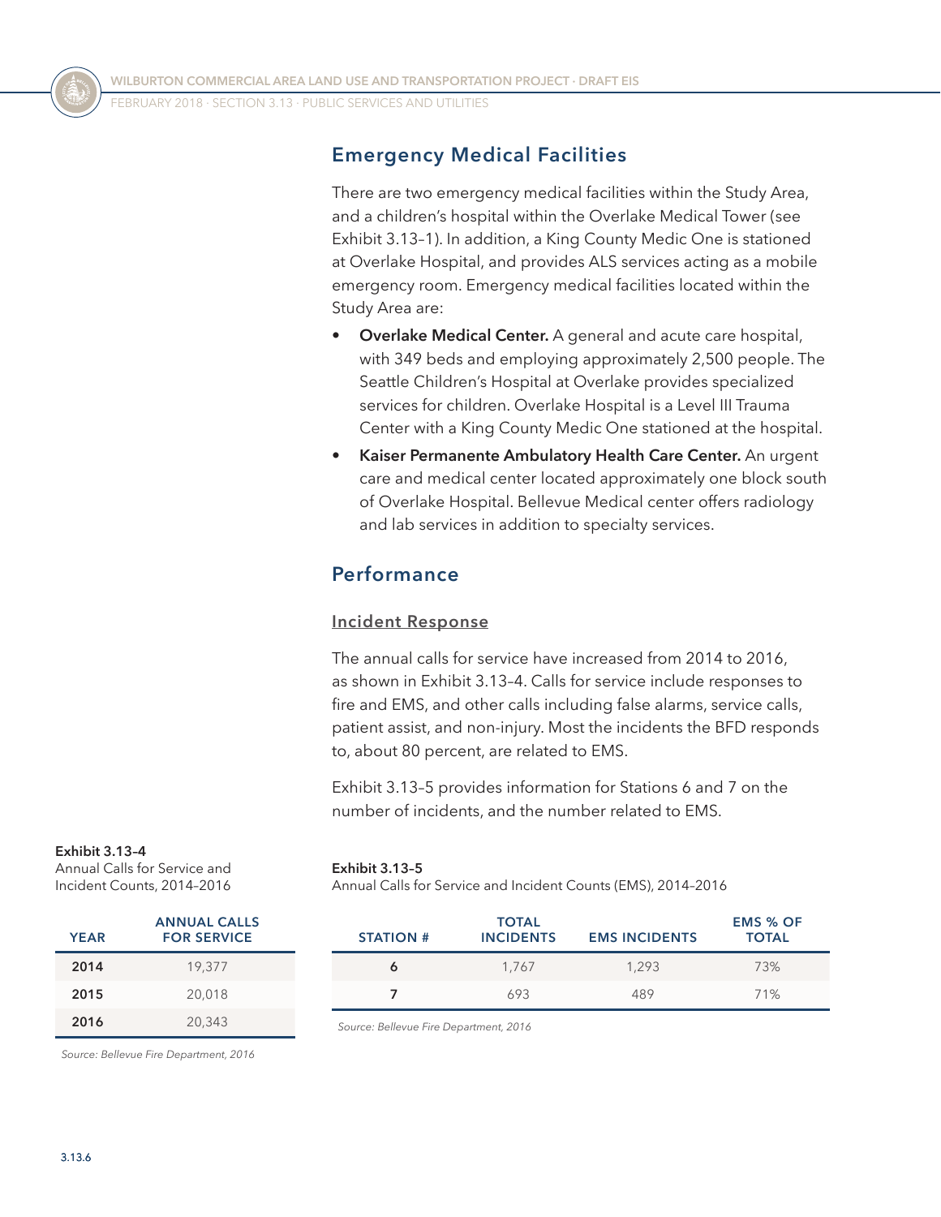## Emergency Medical Facilities

There are two emergency medical facilities within the Study Area, and a children's hospital within the Overlake Medical Tower (see Exhibit 3.13–1). In addition, a King County Medic One is stationed at Overlake Hospital, and provides ALS services acting as a mobile emergency room. Emergency medical facilities located within the Study Area are:

- **Overlake Medical Center.** A general and acute care hospital, with 349 beds and employing approximately 2,500 people. The Seattle Children's Hospital at Overlake provides specialized services for children. Overlake Hospital is a Level III Trauma Center with a King County Medic One stationed at the hospital.
- **Kaiser Permanente Ambulatory Health Care Center.** An urgent care and medical center located approximately one block south of Overlake Hospital. Bellevue Medical center offers radiology and lab services in addition to specialty services.

## Performance

### Incident Response

The annual calls for service have increased from 2014 to 2016, as shown in Exhibit 3.13–4. Calls for service include responses to fire and EMS, and other calls including false alarms, service calls, patient assist, and non-injury. Most the incidents the BFD responds to, about 80 percent, are related to EMS.

Exhibit 3.13–5 provides information for Stations 6 and 7 on the number of incidents, and the number related to EMS.

**Exhibit 3.13–4**
Annual Calls for Service and Incident Counts, 2014–2016

| YEAR | ANNUAL CALLS FOR SERVICE |
|---|---|
| **2014** | 19,377 |
| **2015** | 20,018 |
| **2016** | 20,343 |

*Source: Bellevue Fire Department, 2016*

**Exhibit 3.13–5**
Annual Calls for Service and Incident Counts (EMS), 2014–2016

| STATION # | TOTAL INCIDENTS | EMS INCIDENTS | EMS % OF TOTAL |
|---|---|---|---|
| **6** | 1,767 | 1,293 | 73% |
| **7** | 693 | 489 | 71% |

*Source: Bellevue Fire Department, 2016*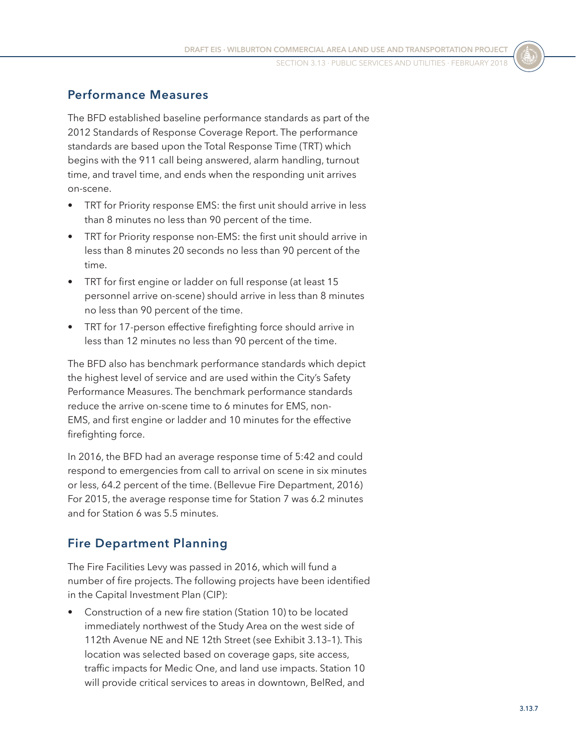## Performance Measures

The BFD established baseline performance standards as part of the 2012 Standards of Response Coverage Report. The performance standards are based upon the Total Response Time (TRT) which begins with the 911 call being answered, alarm handling, turnout time, and travel time, and ends when the responding unit arrives on-scene.

- TRT for Priority response EMS: the first unit should arrive in less than 8 minutes no less than 90 percent of the time.
- TRT for Priority response non-EMS: the first unit should arrive in less than 8 minutes 20 seconds no less than 90 percent of the time.
- TRT for first engine or ladder on full response (at least 15 personnel arrive on-scene) should arrive in less than 8 minutes no less than 90 percent of the time.
- TRT for 17-person effective firefighting force should arrive in less than 12 minutes no less than 90 percent of the time.

The BFD also has benchmark performance standards which depict the highest level of service and are used within the City's Safety Performance Measures. The benchmark performance standards reduce the arrive on-scene time to 6 minutes for EMS, non-EMS, and first engine or ladder and 10 minutes for the effective firefighting force.

In 2016, the BFD had an average response time of 5:42 and could respond to emergencies from call to arrival on scene in six minutes or less, 64.2 percent of the time. (Bellevue Fire Department, 2016) For 2015, the average response time for Station 7 was 6.2 minutes and for Station 6 was 5.5 minutes.

## Fire Department Planning

The Fire Facilities Levy was passed in 2016, which will fund a number of fire projects. The following projects have been identified in the Capital Investment Plan (CIP):

- Construction of a new fire station (Station 10) to be located immediately northwest of the Study Area on the west side of 112th Avenue NE and NE 12th Street (see Exhibit 3.13–1). This location was selected based on coverage gaps, site access, traffic impacts for Medic One, and land use impacts. Station 10 will provide critical services to areas in downtown, BelRed, and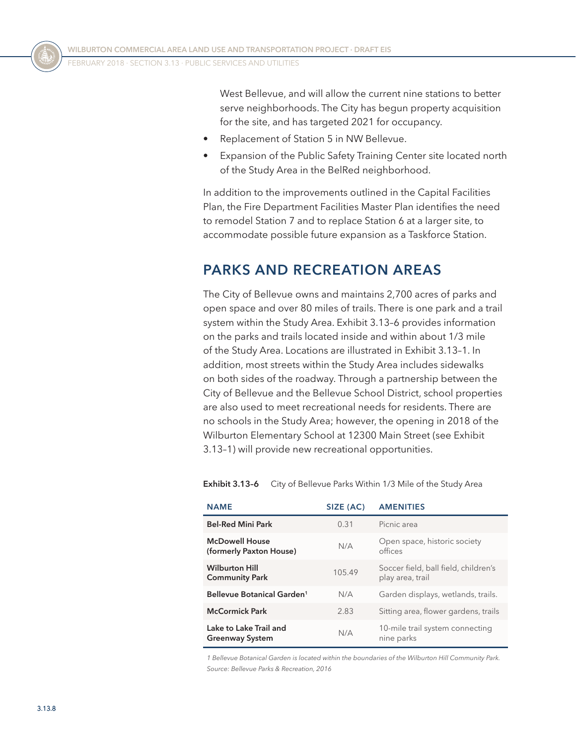West Bellevue, and will allow the current nine stations to better serve neighborhoods. The City has begun property acquisition for the site, and has targeted 2021 for occupancy.

- Replacement of Station 5 in NW Bellevue.
- Expansion of the Public Safety Training Center site located north of the Study Area in the BelRed neighborhood.

In addition to the improvements outlined in the Capital Facilities Plan, the Fire Department Facilities Master Plan identifies the need to remodel Station 7 and to replace Station 6 at a larger site, to accommodate possible future expansion as a Taskforce Station.

## PARKS AND RECREATION AREAS

The City of Bellevue owns and maintains 2,700 acres of parks and open space and over 80 miles of trails. There is one park and a trail system within the Study Area. Exhibit 3.13–6 provides information on the parks and trails located inside and within about 1/3 mile of the Study Area. Locations are illustrated in Exhibit 3.13–1. In addition, most streets within the Study Area includes sidewalks on both sides of the roadway. Through a partnership between the City of Bellevue and the Bellevue School District, school properties are also used to meet recreational needs for residents. There are no schools in the Study Area; however, the opening in 2018 of the Wilburton Elementary School at 12300 Main Street (see Exhibit 3.13–1) will provide new recreational opportunities.

**Exhibit 3.13–6** City of Bellevue Parks Within 1/3 Mile of the Study Area

| NAME | SIZE (AC) | AMENITIES |
|---|---|---|
| **Bel-Red Mini Park** | 0.31 | Picnic area |
| **McDowell House (formerly Paxton House)** | N/A | Open space, historic society offices |
| **Wilburton Hill Community Park** | 105.49 | Soccer field, ball field, children's play area, trail |
| **Bellevue Botanical Garden**[1] | N/A | Garden displays, wetlands, trails. |
| **McCormick Park** | 2.83 | Sitting area, flower gardens, trails |
| **Lake to Lake Trail and Greenway System** | N/A | 10-mile trail system connecting nine parks |

*1 Bellevue Botanical Garden is located within the boundaries of the Wilburton Hill Community Park.*
*Source: Bellevue Parks & Recreation, 2016*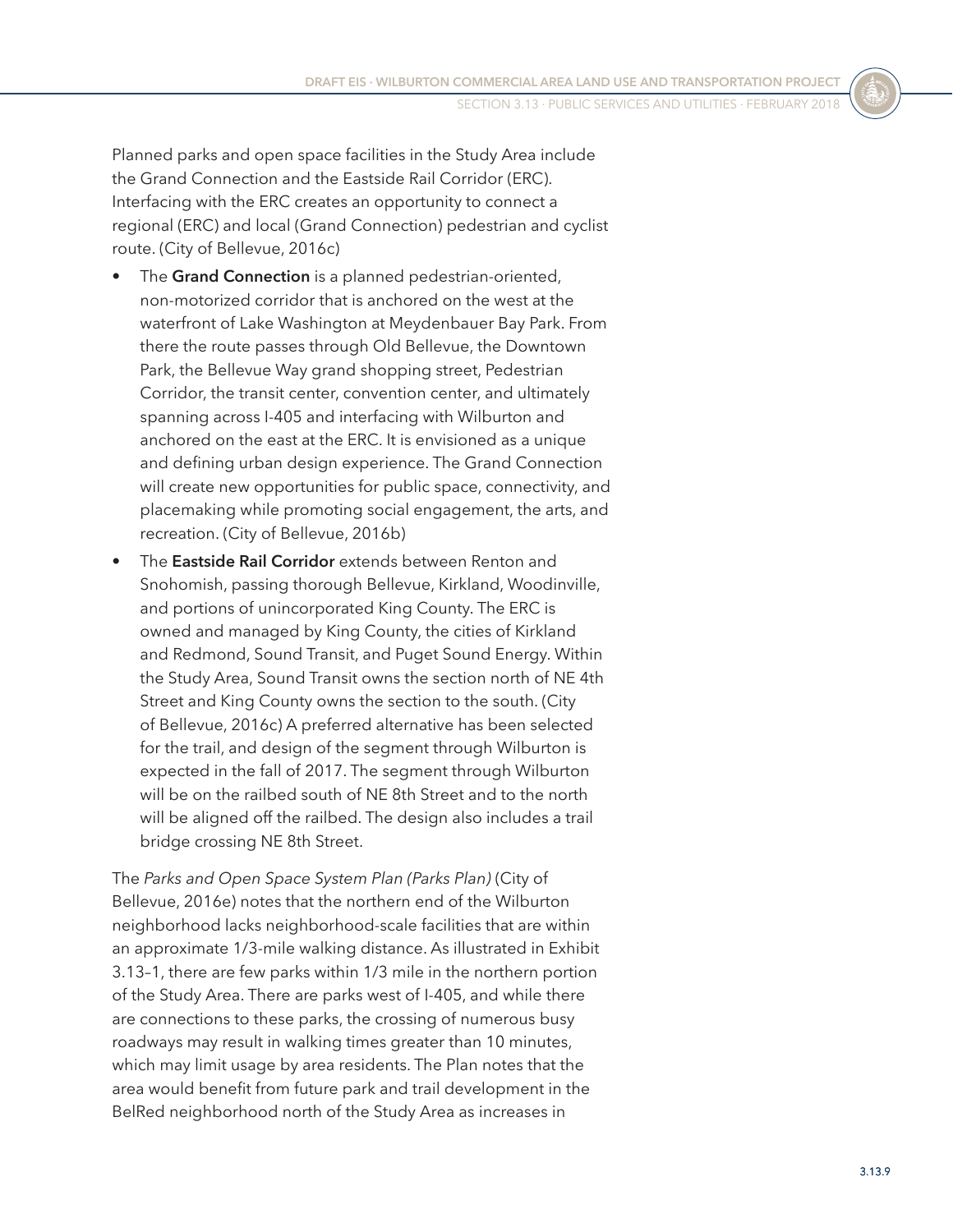Planned parks and open space facilities in the Study Area include the Grand Connection and the Eastside Rail Corridor (ERC). Interfacing with the ERC creates an opportunity to connect a regional (ERC) and local (Grand Connection) pedestrian and cyclist route. (City of Bellevue, 2016c)

- The **Grand Connection** is a planned pedestrian-oriented, non-motorized corridor that is anchored on the west at the waterfront of Lake Washington at Meydenbauer Bay Park. From there the route passes through Old Bellevue, the Downtown Park, the Bellevue Way grand shopping street, Pedestrian Corridor, the transit center, convention center, and ultimately spanning across I-405 and interfacing with Wilburton and anchored on the east at the ERC. It is envisioned as a unique and defining urban design experience. The Grand Connection will create new opportunities for public space, connectivity, and placemaking while promoting social engagement, the arts, and recreation. (City of Bellevue, 2016b)
- The **Eastside Rail Corridor** extends between Renton and Snohomish, passing thorough Bellevue, Kirkland, Woodinville, and portions of unincorporated King County. The ERC is owned and managed by King County, the cities of Kirkland and Redmond, Sound Transit, and Puget Sound Energy. Within the Study Area, Sound Transit owns the section north of NE 4th Street and King County owns the section to the south. (City of Bellevue, 2016c) A preferred alternative has been selected for the trail, and design of the segment through Wilburton is expected in the fall of 2017. The segment through Wilburton will be on the railbed south of NE 8th Street and to the north will be aligned off the railbed. The design also includes a trail bridge crossing NE 8th Street.

The *Parks and Open Space System Plan (Parks Plan)* (City of Bellevue, 2016e) notes that the northern end of the Wilburton neighborhood lacks neighborhood-scale facilities that are within an approximate 1/3-mile walking distance. As illustrated in Exhibit 3.13–1, there are few parks within 1/3 mile in the northern portion of the Study Area. There are parks west of I-405, and while there are connections to these parks, the crossing of numerous busy roadways may result in walking times greater than 10 minutes, which may limit usage by area residents. The Plan notes that the area would benefit from future park and trail development in the BelRed neighborhood north of the Study Area as increases in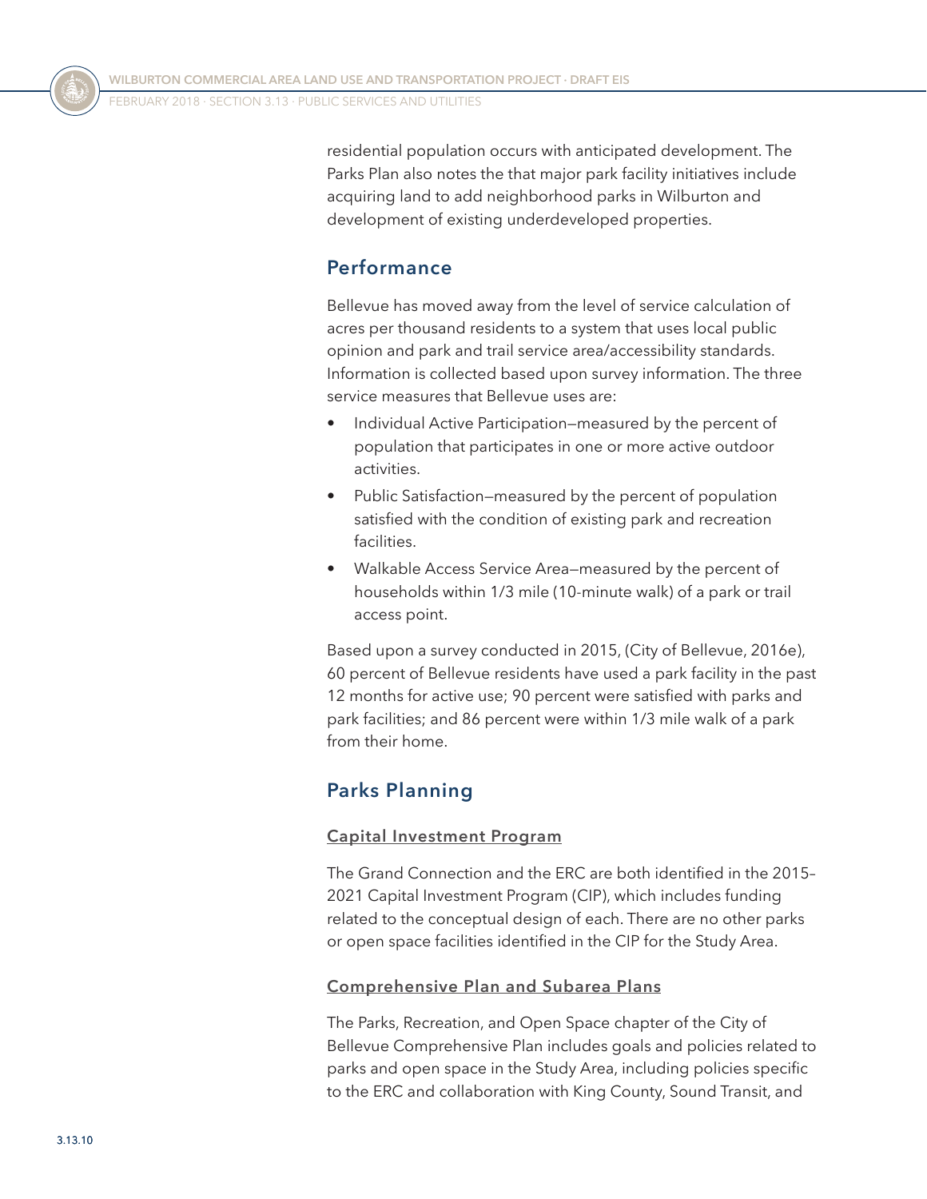residential population occurs with anticipated development. The Parks Plan also notes the that major park facility initiatives include acquiring land to add neighborhood parks in Wilburton and development of existing underdeveloped properties.

## Performance

Bellevue has moved away from the level of service calculation of acres per thousand residents to a system that uses local public opinion and park and trail service area/accessibility standards. Information is collected based upon survey information. The three service measures that Bellevue uses are:

- Individual Active Participation—measured by the percent of population that participates in one or more active outdoor activities.
- Public Satisfaction—measured by the percent of population satisfied with the condition of existing park and recreation facilities.
- Walkable Access Service Area—measured by the percent of households within 1/3 mile (10-minute walk) of a park or trail access point.

Based upon a survey conducted in 2015, (City of Bellevue, 2016e), 60 percent of Bellevue residents have used a park facility in the past 12 months for active use; 90 percent were satisfied with parks and park facilities; and 86 percent were within 1/3 mile walk of a park from their home.

## Parks Planning

### Capital Investment Program

The Grand Connection and the ERC are both identified in the 2015–2021 Capital Investment Program (CIP), which includes funding related to the conceptual design of each. There are no other parks or open space facilities identified in the CIP for the Study Area.

### Comprehensive Plan and Subarea Plans

The Parks, Recreation, and Open Space chapter of the City of Bellevue Comprehensive Plan includes goals and policies related to parks and open space in the Study Area, including policies specific to the ERC and collaboration with King County, Sound Transit, and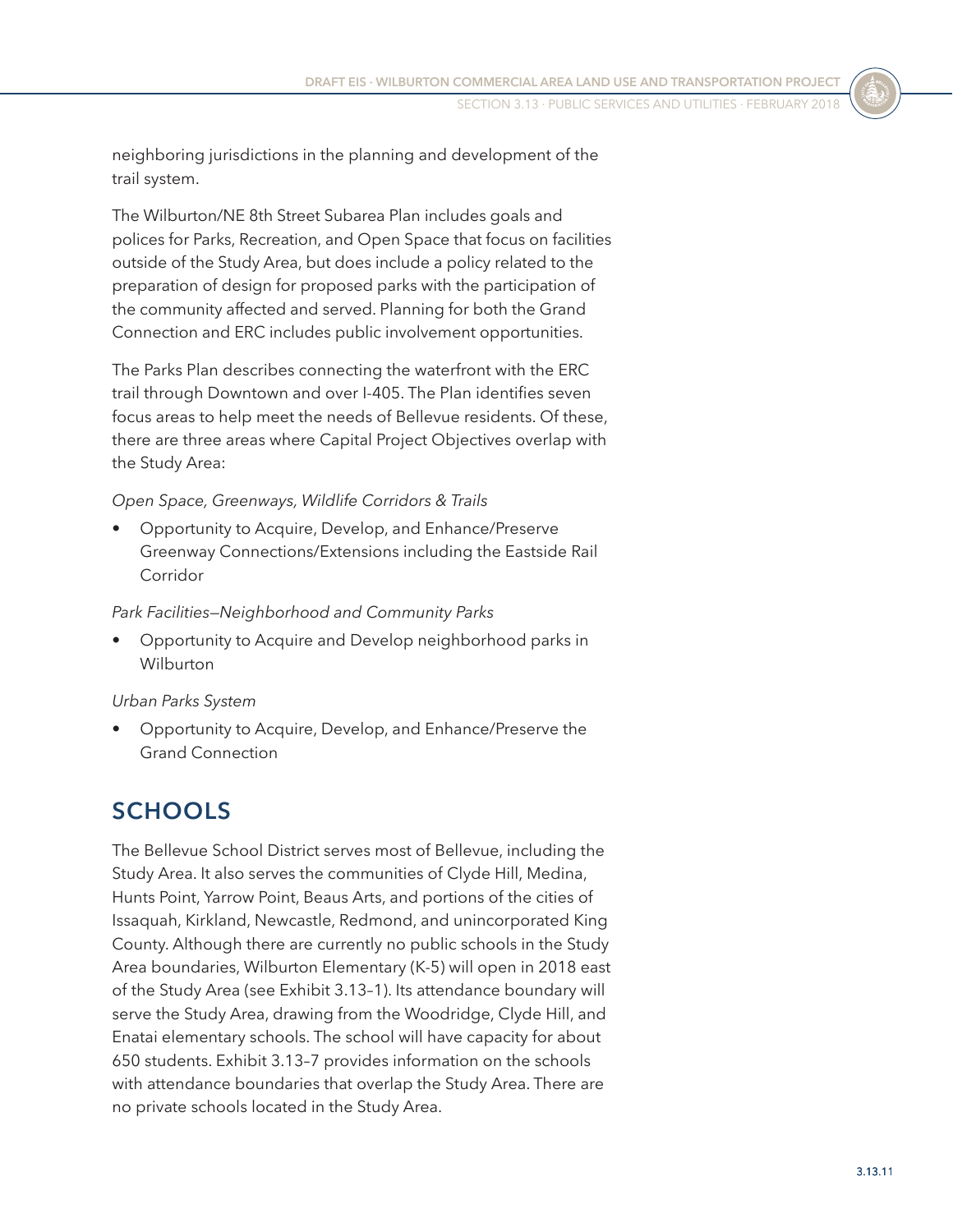neighboring jurisdictions in the planning and development of the trail system.

The Wilburton/NE 8th Street Subarea Plan includes goals and polices for Parks, Recreation, and Open Space that focus on facilities outside of the Study Area, but does include a policy related to the preparation of design for proposed parks with the participation of the community affected and served. Planning for both the Grand Connection and ERC includes public involvement opportunities.

The Parks Plan describes connecting the waterfront with the ERC trail through Downtown and over I-405. The Plan identifies seven focus areas to help meet the needs of Bellevue residents. Of these, there are three areas where Capital Project Objectives overlap with the Study Area:

*Open Space, Greenways, Wildlife Corridors & Trails*

- Opportunity to Acquire, Develop, and Enhance/Preserve Greenway Connections/Extensions including the Eastside Rail Corridor

*Park Facilities—Neighborhood and Community Parks*

- Opportunity to Acquire and Develop neighborhood parks in Wilburton

*Urban Parks System*

- Opportunity to Acquire, Develop, and Enhance/Preserve the Grand Connection

## SCHOOLS

The Bellevue School District serves most of Bellevue, including the Study Area. It also serves the communities of Clyde Hill, Medina, Hunts Point, Yarrow Point, Beaus Arts, and portions of the cities of Issaquah, Kirkland, Newcastle, Redmond, and unincorporated King County. Although there are currently no public schools in the Study Area boundaries, Wilburton Elementary (K-5) will open in 2018 east of the Study Area (see Exhibit 3.13–1). Its attendance boundary will serve the Study Area, drawing from the Woodridge, Clyde Hill, and Enatai elementary schools. The school will have capacity for about 650 students. Exhibit 3.13–7 provides information on the schools with attendance boundaries that overlap the Study Area. There are no private schools located in the Study Area.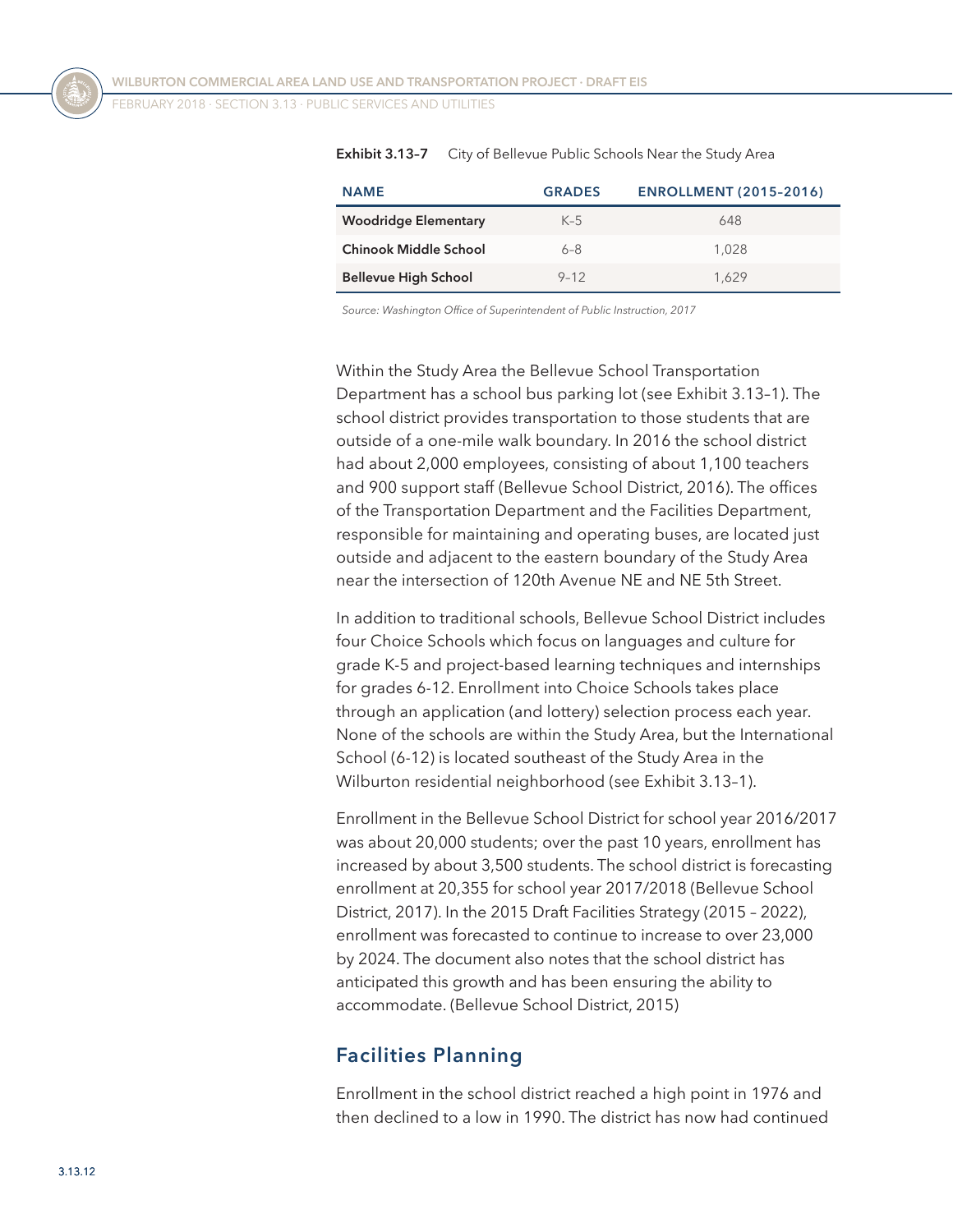**Exhibit 3.13–7** City of Bellevue Public Schools Near the Study Area

| NAME | GRADES | ENROLLMENT (2015–2016) |
|---|---|---|
| **Woodridge Elementary** | K–5 | 648 |
| **Chinook Middle School** | 6–8 | 1,028 |
| **Bellevue High School** | 9–12 | 1,629 |

*Source: Washington Office of Superintendent of Public Instruction, 2017*

Within the Study Area the Bellevue School Transportation Department has a school bus parking lot (see Exhibit 3.13–1). The school district provides transportation to those students that are outside of a one-mile walk boundary. In 2016 the school district had about 2,000 employees, consisting of about 1,100 teachers and 900 support staff (Bellevue School District, 2016). The offices of the Transportation Department and the Facilities Department, responsible for maintaining and operating buses, are located just outside and adjacent to the eastern boundary of the Study Area near the intersection of 120th Avenue NE and NE 5th Street.

In addition to traditional schools, Bellevue School District includes four Choice Schools which focus on languages and culture for grade K-5 and project-based learning techniques and internships for grades 6-12. Enrollment into Choice Schools takes place through an application (and lottery) selection process each year. None of the schools are within the Study Area, but the International School (6-12) is located southeast of the Study Area in the Wilburton residential neighborhood (see Exhibit 3.13–1).

Enrollment in the Bellevue School District for school year 2016/2017 was about 20,000 students; over the past 10 years, enrollment has increased by about 3,500 students. The school district is forecasting enrollment at 20,355 for school year 2017/2018 (Bellevue School District, 2017). In the 2015 Draft Facilities Strategy (2015 – 2022), enrollment was forecasted to continue to increase to over 23,000 by 2024. The document also notes that the school district has anticipated this growth and has been ensuring the ability to accommodate. (Bellevue School District, 2015)

## Facilities Planning

Enrollment in the school district reached a high point in 1976 and then declined to a low in 1990. The district has now had continued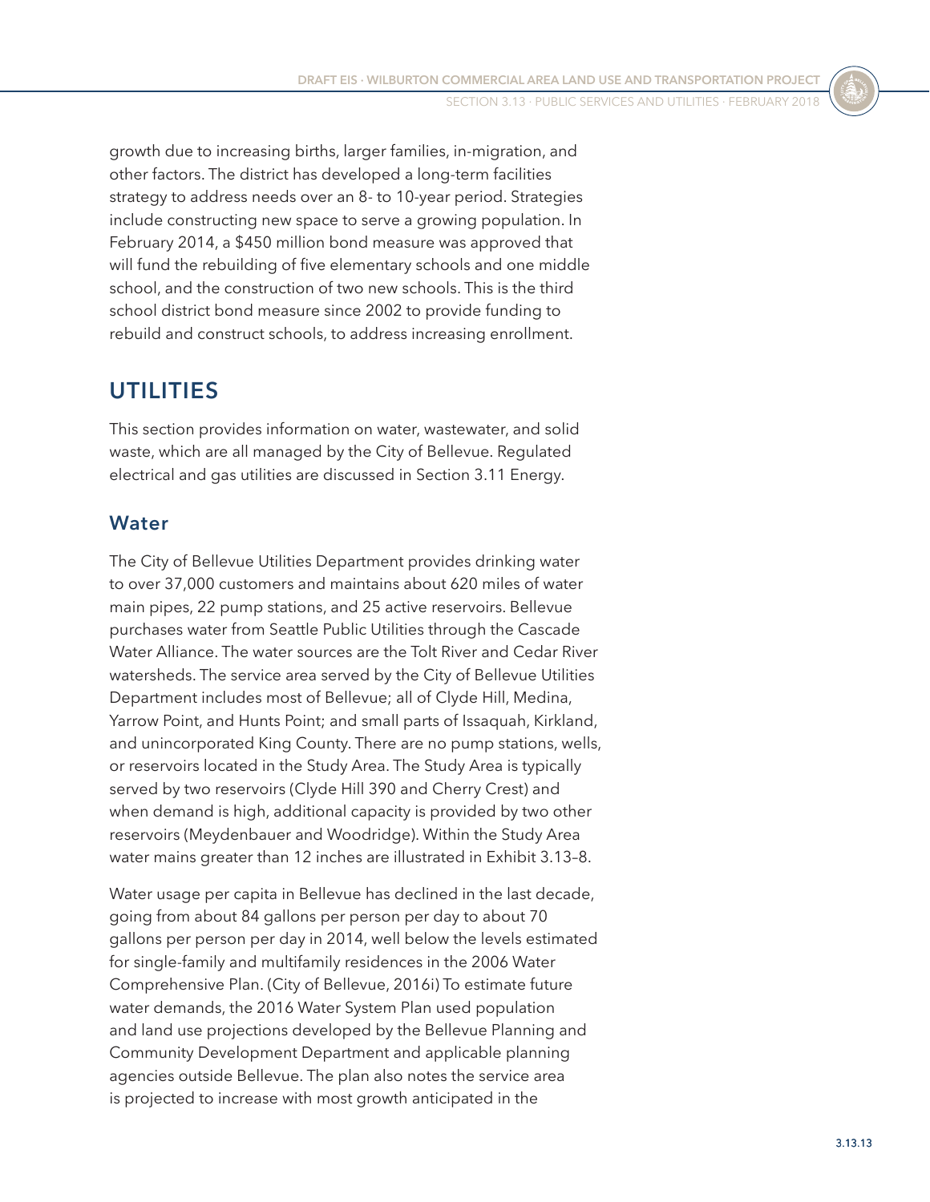growth due to increasing births, larger families, in-migration, and other factors. The district has developed a long-term facilities strategy to address needs over an 8- to 10-year period. Strategies include constructing new space to serve a growing population. In February 2014, a $450 million bond measure was approved that will fund the rebuilding of five elementary schools and one middle school, and the construction of two new schools. This is the third school district bond measure since 2002 to provide funding to rebuild and construct schools, to address increasing enrollment.

## UTILITIES

This section provides information on water, wastewater, and solid waste, which are all managed by the City of Bellevue. Regulated electrical and gas utilities are discussed in Section 3.11 Energy.

### Water

The City of Bellevue Utilities Department provides drinking water to over 37,000 customers and maintains about 620 miles of water main pipes, 22 pump stations, and 25 active reservoirs. Bellevue purchases water from Seattle Public Utilities through the Cascade Water Alliance. The water sources are the Tolt River and Cedar River watersheds. The service area served by the City of Bellevue Utilities Department includes most of Bellevue; all of Clyde Hill, Medina, Yarrow Point, and Hunts Point; and small parts of Issaquah, Kirkland, and unincorporated King County. There are no pump stations, wells, or reservoirs located in the Study Area. The Study Area is typically served by two reservoirs (Clyde Hill 390 and Cherry Crest) and when demand is high, additional capacity is provided by two other reservoirs (Meydenbauer and Woodridge). Within the Study Area water mains greater than 12 inches are illustrated in Exhibit 3.13–8.

Water usage per capita in Bellevue has declined in the last decade, going from about 84 gallons per person per day to about 70 gallons per person per day in 2014, well below the levels estimated for single-family and multifamily residences in the 2006 Water Comprehensive Plan. (City of Bellevue, 2016i) To estimate future water demands, the 2016 Water System Plan used population and land use projections developed by the Bellevue Planning and Community Development Department and applicable planning agencies outside Bellevue. The plan also notes the service area is projected to increase with most growth anticipated in the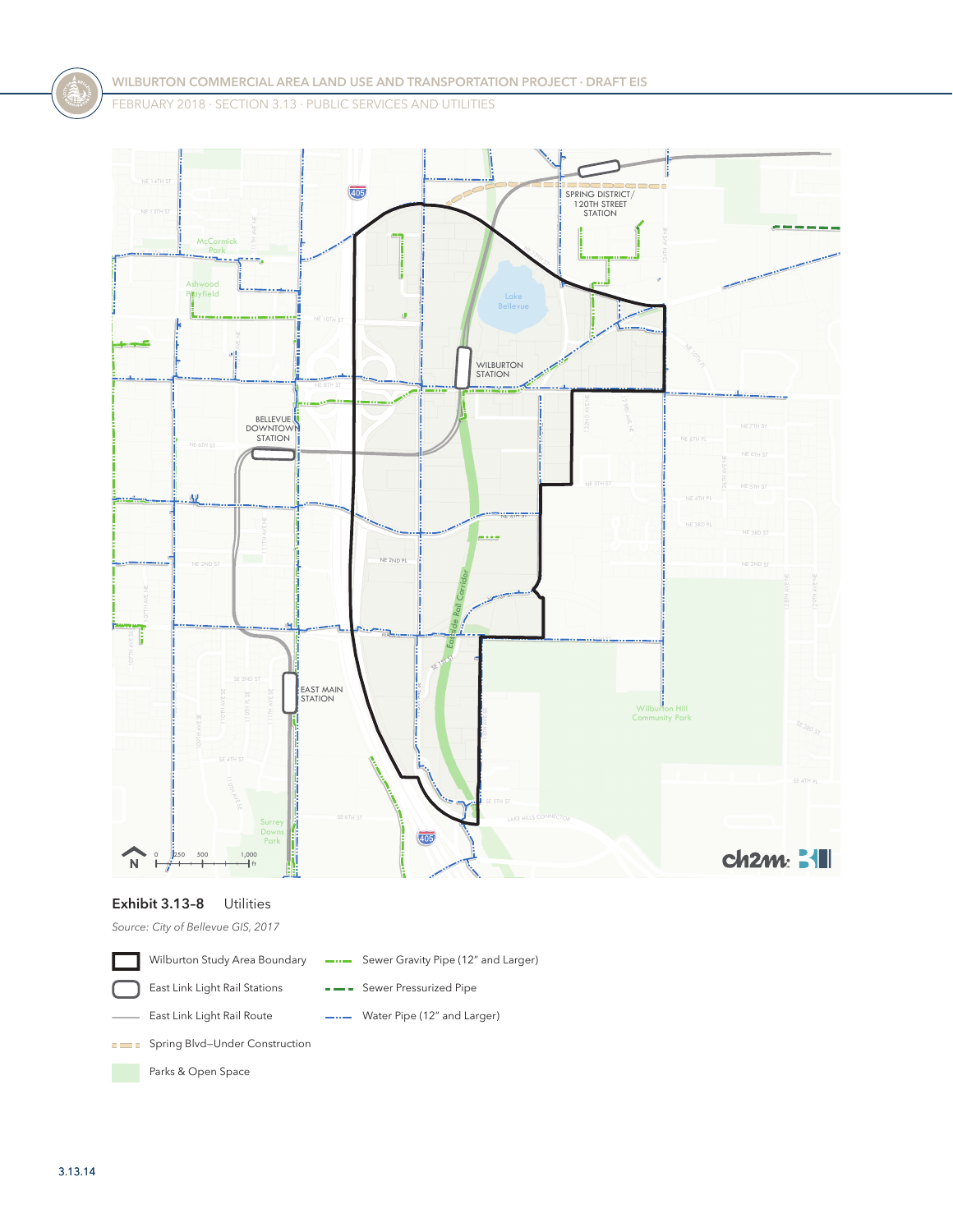**Exhibit 3.13-8** Utilities

*Source: City of Bellevue GIS, 2017*

- Wilburton Study Area Boundary
- East Link Light Rail Stations
- East Link Light Rail Route
- Spring Blvd–Under Construction
- Parks & Open Space
- Sewer Gravity Pipe (12" and Larger)
- Sewer Pressurized Pipe
- Water Pipe (12" and Larger)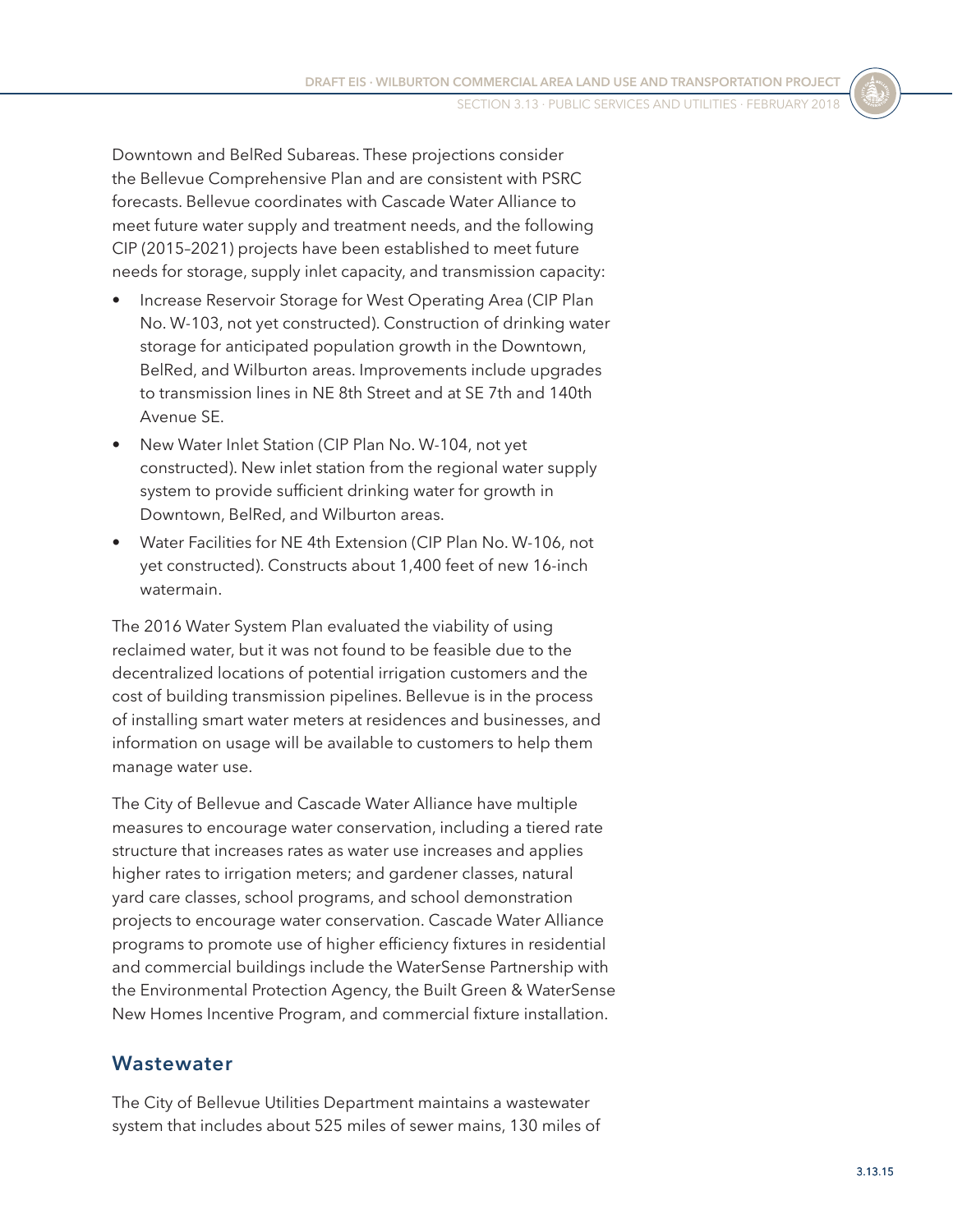Downtown and BelRed Subareas. These projections consider the Bellevue Comprehensive Plan and are consistent with PSRC forecasts. Bellevue coordinates with Cascade Water Alliance to meet future water supply and treatment needs, and the following CIP (2015–2021) projects have been established to meet future needs for storage, supply inlet capacity, and transmission capacity:

- Increase Reservoir Storage for West Operating Area (CIP Plan No. W-103, not yet constructed). Construction of drinking water storage for anticipated population growth in the Downtown, BelRed, and Wilburton areas. Improvements include upgrades to transmission lines in NE 8th Street and at SE 7th and 140th Avenue SE.
- New Water Inlet Station (CIP Plan No. W-104, not yet constructed). New inlet station from the regional water supply system to provide sufficient drinking water for growth in Downtown, BelRed, and Wilburton areas.
- Water Facilities for NE 4th Extension (CIP Plan No. W-106, not yet constructed). Constructs about 1,400 feet of new 16-inch watermain.

The 2016 Water System Plan evaluated the viability of using reclaimed water, but it was not found to be feasible due to the decentralized locations of potential irrigation customers and the cost of building transmission pipelines. Bellevue is in the process of installing smart water meters at residences and businesses, and information on usage will be available to customers to help them manage water use.

The City of Bellevue and Cascade Water Alliance have multiple measures to encourage water conservation, including a tiered rate structure that increases rates as water use increases and applies higher rates to irrigation meters; and gardener classes, natural yard care classes, school programs, and school demonstration projects to encourage water conservation. Cascade Water Alliance programs to promote use of higher efficiency fixtures in residential and commercial buildings include the WaterSense Partnership with the Environmental Protection Agency, the Built Green & WaterSense New Homes Incentive Program, and commercial fixture installation.

## Wastewater

The City of Bellevue Utilities Department maintains a wastewater system that includes about 525 miles of sewer mains, 130 miles of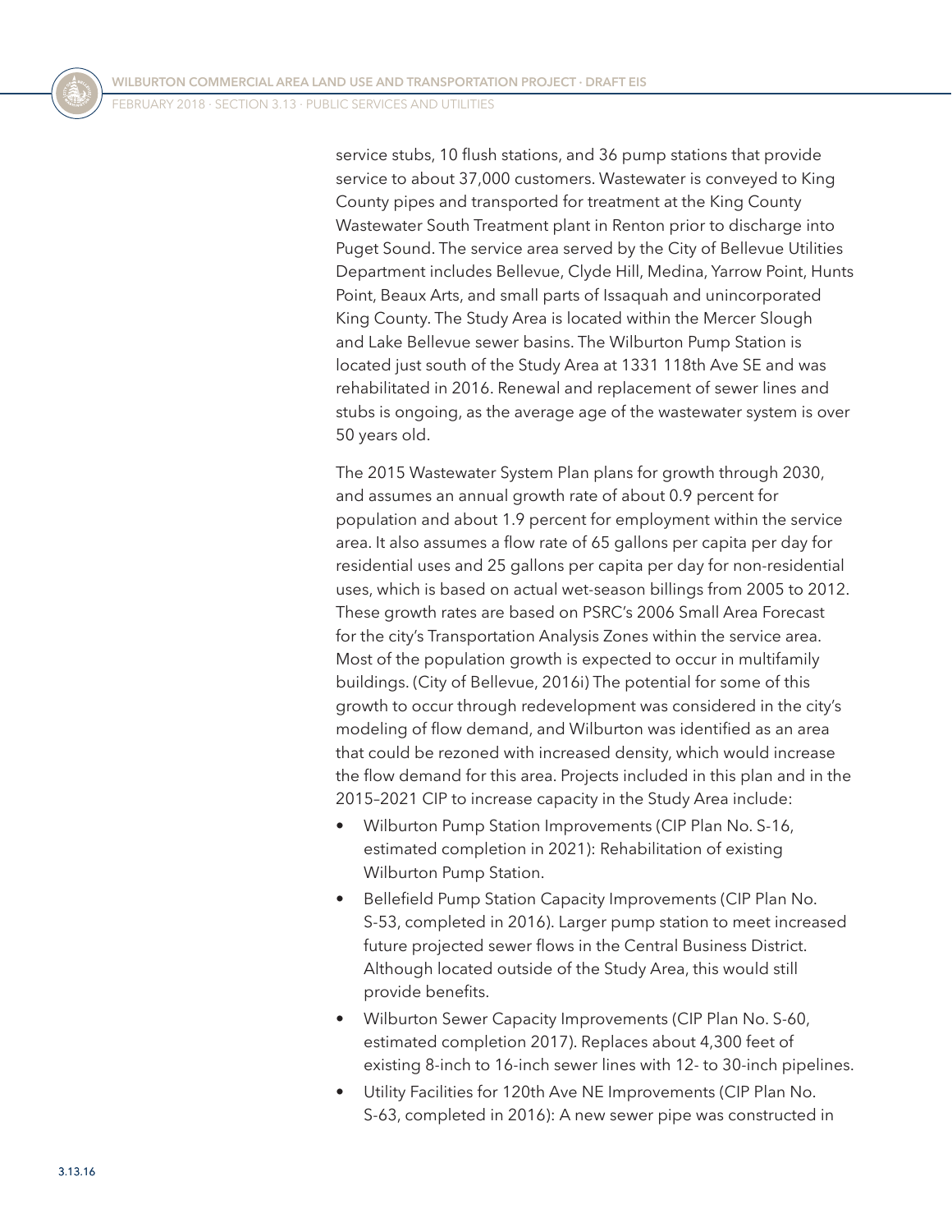service stubs, 10 flush stations, and 36 pump stations that provide service to about 37,000 customers. Wastewater is conveyed to King County pipes and transported for treatment at the King County Wastewater South Treatment plant in Renton prior to discharge into Puget Sound. The service area served by the City of Bellevue Utilities Department includes Bellevue, Clyde Hill, Medina, Yarrow Point, Hunts Point, Beaux Arts, and small parts of Issaquah and unincorporated King County. The Study Area is located within the Mercer Slough and Lake Bellevue sewer basins. The Wilburton Pump Station is located just south of the Study Area at 1331 118th Ave SE and was rehabilitated in 2016. Renewal and replacement of sewer lines and stubs is ongoing, as the average age of the wastewater system is over 50 years old.

The 2015 Wastewater System Plan plans for growth through 2030, and assumes an annual growth rate of about 0.9 percent for population and about 1.9 percent for employment within the service area. It also assumes a flow rate of 65 gallons per capita per day for residential uses and 25 gallons per capita per day for non-residential uses, which is based on actual wet-season billings from 2005 to 2012. These growth rates are based on PSRC's 2006 Small Area Forecast for the city's Transportation Analysis Zones within the service area. Most of the population growth is expected to occur in multifamily buildings. (City of Bellevue, 2016i) The potential for some of this growth to occur through redevelopment was considered in the city's modeling of flow demand, and Wilburton was identified as an area that could be rezoned with increased density, which would increase the flow demand for this area. Projects included in this plan and in the 2015–2021 CIP to increase capacity in the Study Area include:

- Wilburton Pump Station Improvements (CIP Plan No. S-16, estimated completion in 2021): Rehabilitation of existing Wilburton Pump Station.
- Bellefield Pump Station Capacity Improvements (CIP Plan No. S-53, completed in 2016). Larger pump station to meet increased future projected sewer flows in the Central Business District. Although located outside of the Study Area, this would still provide benefits.
- Wilburton Sewer Capacity Improvements (CIP Plan No. S-60, estimated completion 2017). Replaces about 4,300 feet of existing 8-inch to 16-inch sewer lines with 12- to 30-inch pipelines.
- Utility Facilities for 120th Ave NE Improvements (CIP Plan No. S-63, completed in 2016): A new sewer pipe was constructed in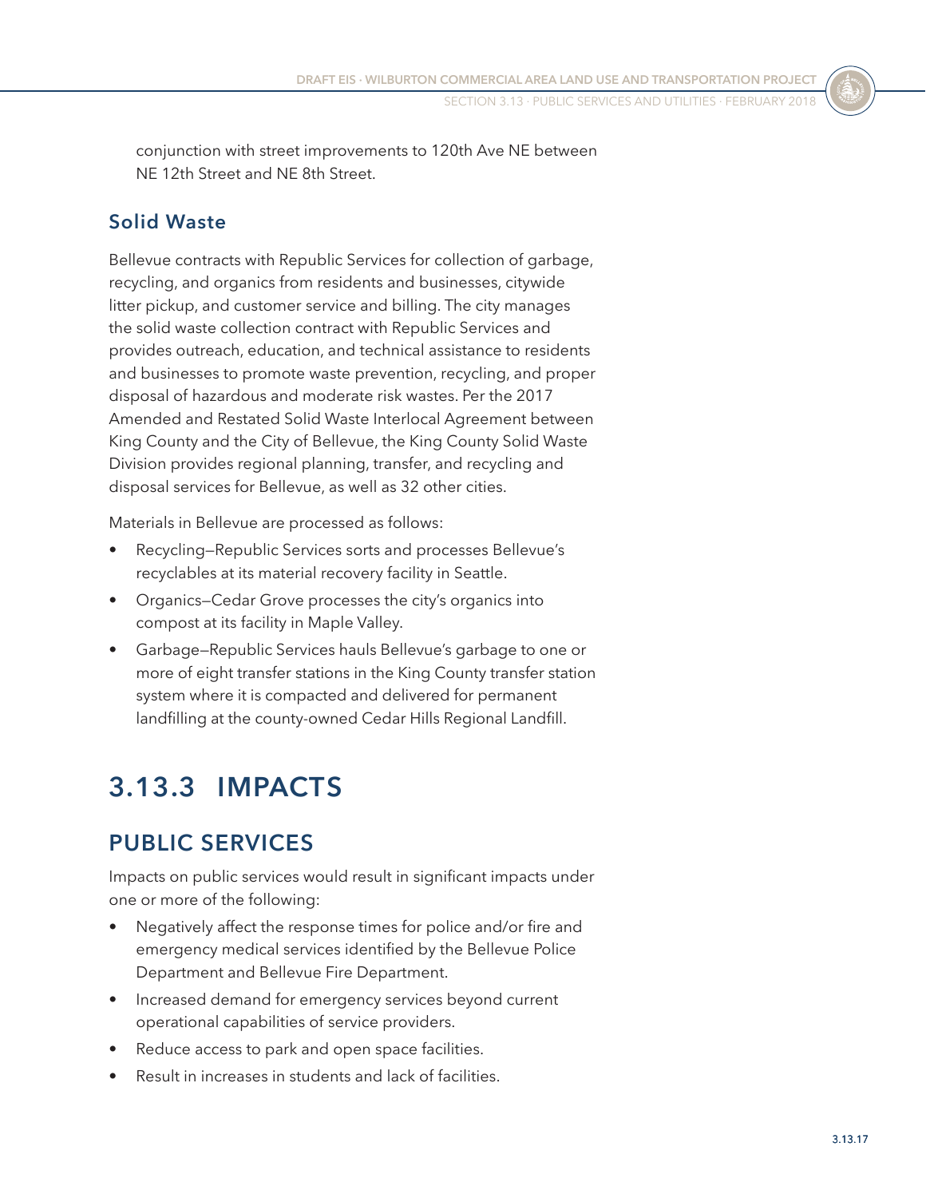conjunction with street improvements to 120th Ave NE between NE 12th Street and NE 8th Street.

### Solid Waste

Bellevue contracts with Republic Services for collection of garbage, recycling, and organics from residents and businesses, citywide litter pickup, and customer service and billing. The city manages the solid waste collection contract with Republic Services and provides outreach, education, and technical assistance to residents and businesses to promote waste prevention, recycling, and proper disposal of hazardous and moderate risk wastes. Per the 2017 Amended and Restated Solid Waste Interlocal Agreement between King County and the City of Bellevue, the King County Solid Waste Division provides regional planning, transfer, and recycling and disposal services for Bellevue, as well as 32 other cities.

Materials in Bellevue are processed as follows:

- Recycling—Republic Services sorts and processes Bellevue's recyclables at its material recovery facility in Seattle.
- Organics—Cedar Grove processes the city's organics into compost at its facility in Maple Valley.
- Garbage—Republic Services hauls Bellevue's garbage to one or more of eight transfer stations in the King County transfer station system where it is compacted and delivered for permanent landfilling at the county-owned Cedar Hills Regional Landfill.

# 3.13.3 IMPACTS

## PUBLIC SERVICES

Impacts on public services would result in significant impacts under one or more of the following:

- Negatively affect the response times for police and/or fire and emergency medical services identified by the Bellevue Police Department and Bellevue Fire Department.
- Increased demand for emergency services beyond current operational capabilities of service providers.
- Reduce access to park and open space facilities.
- Result in increases in students and lack of facilities.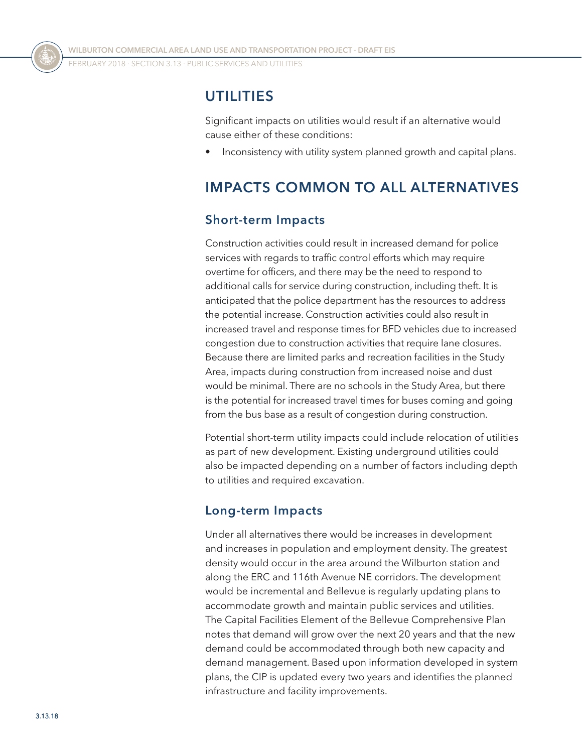## UTILITIES

Significant impacts on utilities would result if an alternative would cause either of these conditions:

- Inconsistency with utility system planned growth and capital plans.

## IMPACTS COMMON TO ALL ALTERNATIVES

### Short-term Impacts

Construction activities could result in increased demand for police services with regards to traffic control efforts which may require overtime for officers, and there may be the need to respond to additional calls for service during construction, including theft. It is anticipated that the police department has the resources to address the potential increase. Construction activities could also result in increased travel and response times for BFD vehicles due to increased congestion due to construction activities that require lane closures. Because there are limited parks and recreation facilities in the Study Area, impacts during construction from increased noise and dust would be minimal. There are no schools in the Study Area, but there is the potential for increased travel times for buses coming and going from the bus base as a result of congestion during construction.

Potential short-term utility impacts could include relocation of utilities as part of new development. Existing underground utilities could also be impacted depending on a number of factors including depth to utilities and required excavation.

### Long-term Impacts

Under all alternatives there would be increases in development and increases in population and employment density. The greatest density would occur in the area around the Wilburton station and along the ERC and 116th Avenue NE corridors. The development would be incremental and Bellevue is regularly updating plans to accommodate growth and maintain public services and utilities. The Capital Facilities Element of the Bellevue Comprehensive Plan notes that demand will grow over the next 20 years and that the new demand could be accommodated through both new capacity and demand management. Based upon information developed in system plans, the CIP is updated every two years and identifies the planned infrastructure and facility improvements.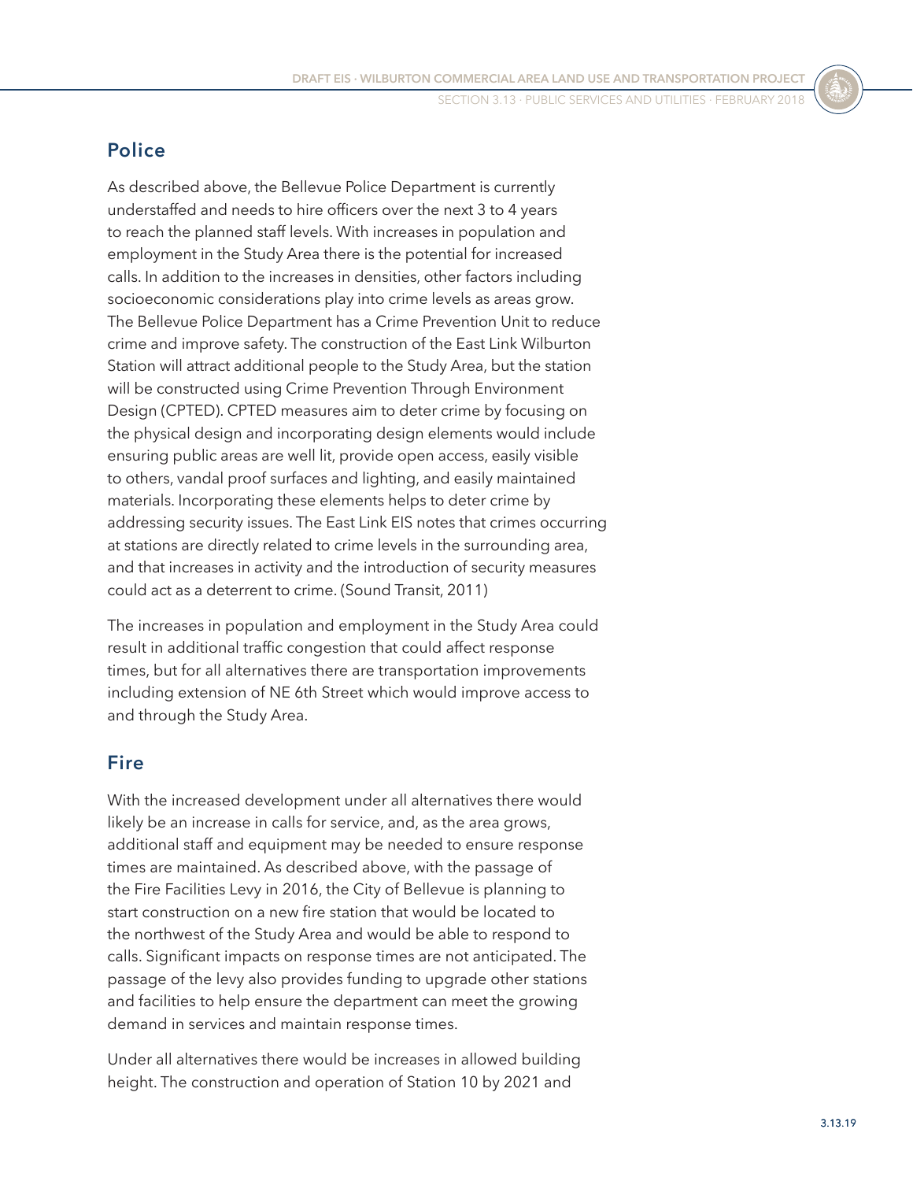## Police

As described above, the Bellevue Police Department is currently understaffed and needs to hire officers over the next 3 to 4 years to reach the planned staff levels. With increases in population and employment in the Study Area there is the potential for increased calls. In addition to the increases in densities, other factors including socioeconomic considerations play into crime levels as areas grow. The Bellevue Police Department has a Crime Prevention Unit to reduce crime and improve safety. The construction of the East Link Wilburton Station will attract additional people to the Study Area, but the station will be constructed using Crime Prevention Through Environment Design (CPTED). CPTED measures aim to deter crime by focusing on the physical design and incorporating design elements would include ensuring public areas are well lit, provide open access, easily visible to others, vandal proof surfaces and lighting, and easily maintained materials. Incorporating these elements helps to deter crime by addressing security issues. The East Link EIS notes that crimes occurring at stations are directly related to crime levels in the surrounding area, and that increases in activity and the introduction of security measures could act as a deterrent to crime. (Sound Transit, 2011)

The increases in population and employment in the Study Area could result in additional traffic congestion that could affect response times, but for all alternatives there are transportation improvements including extension of NE 6th Street which would improve access to and through the Study Area.

## Fire

With the increased development under all alternatives there would likely be an increase in calls for service, and, as the area grows, additional staff and equipment may be needed to ensure response times are maintained. As described above, with the passage of the Fire Facilities Levy in 2016, the City of Bellevue is planning to start construction on a new fire station that would be located to the northwest of the Study Area and would be able to respond to calls. Significant impacts on response times are not anticipated. The passage of the levy also provides funding to upgrade other stations and facilities to help ensure the department can meet the growing demand in services and maintain response times.

Under all alternatives there would be increases in allowed building height. The construction and operation of Station 10 by 2021 and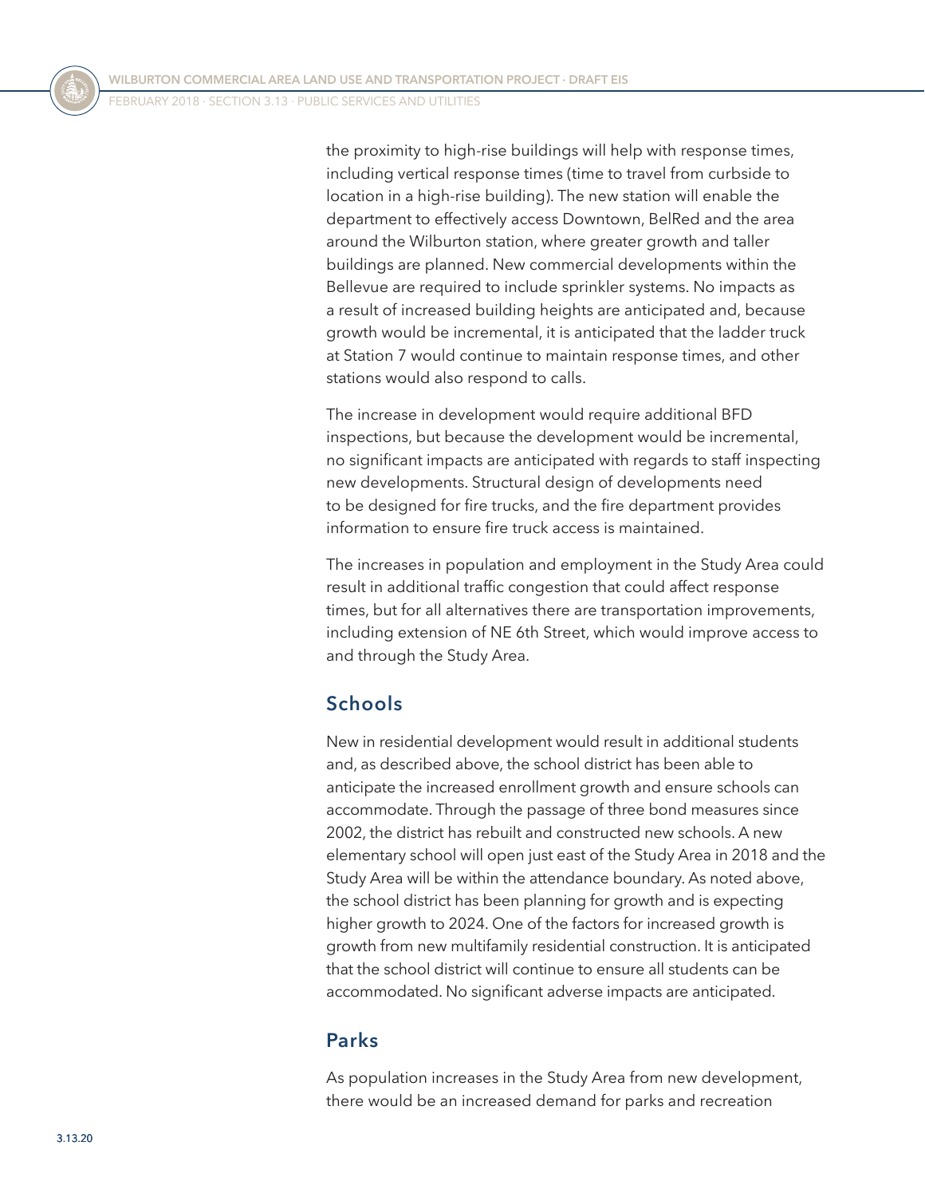the proximity to high-rise buildings will help with response times, including vertical response times (time to travel from curbside to location in a high-rise building). The new station will enable the department to effectively access Downtown, BelRed and the area around the Wilburton station, where greater growth and taller buildings are planned. New commercial developments within the Bellevue are required to include sprinkler systems. No impacts as a result of increased building heights are anticipated and, because growth would be incremental, it is anticipated that the ladder truck at Station 7 would continue to maintain response times, and other stations would also respond to calls.

The increase in development would require additional BFD inspections, but because the development would be incremental, no significant impacts are anticipated with regards to staff inspecting new developments. Structural design of developments need to be designed for fire trucks, and the fire department provides information to ensure fire truck access is maintained.

The increases in population and employment in the Study Area could result in additional traffic congestion that could affect response times, but for all alternatives there are transportation improvements, including extension of NE 6th Street, which would improve access to and through the Study Area.

## Schools

New in residential development would result in additional students and, as described above, the school district has been able to anticipate the increased enrollment growth and ensure schools can accommodate. Through the passage of three bond measures since 2002, the district has rebuilt and constructed new schools. A new elementary school will open just east of the Study Area in 2018 and the Study Area will be within the attendance boundary. As noted above, the school district has been planning for growth and is expecting higher growth to 2024. One of the factors for increased growth is growth from new multifamily residential construction. It is anticipated that the school district will continue to ensure all students can be accommodated. No significant adverse impacts are anticipated.

## Parks

As population increases in the Study Area from new development, there would be an increased demand for parks and recreation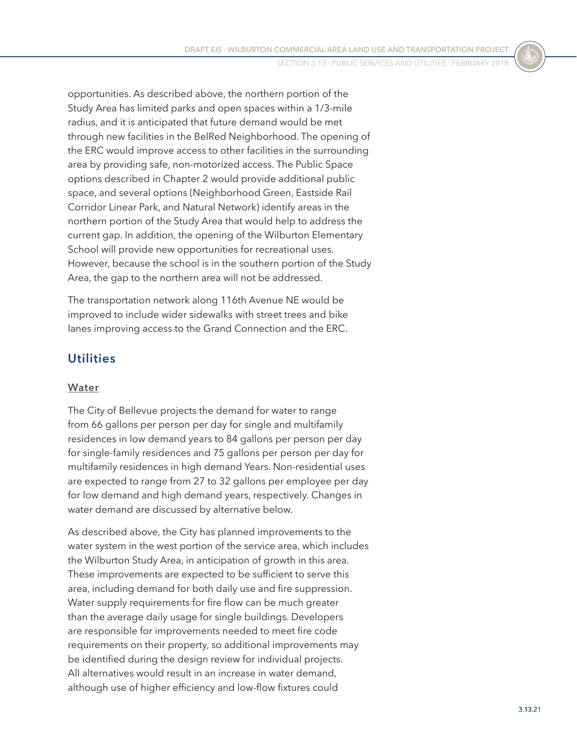opportunities. As described above, the northern portion of the Study Area has limited parks and open spaces within a 1/3-mile radius, and it is anticipated that future demand would be met through new facilities in the BelRed Neighborhood. The opening of the ERC would improve access to other facilities in the surrounding area by providing safe, non-motorized access. The Public Space options described in Chapter 2 would provide additional public space, and several options (Neighborhood Green, Eastside Rail Corridor Linear Park, and Natural Network) identify areas in the northern portion of the Study Area that would help to address the current gap. In addition, the opening of the Wilburton Elementary School will provide new opportunities for recreational uses. However, because the school is in the southern portion of the Study Area, the gap to the northern area will not be addressed.

The transportation network along 116th Avenue NE would be improved to include wider sidewalks with street trees and bike lanes improving access to the Grand Connection and the ERC.

## Utilities

### Water

The City of Bellevue projects the demand for water to range from 66 gallons per person per day for single and multifamily residences in low demand years to 84 gallons per person per day for single-family residences and 75 gallons per person per day for multifamily residences in high demand Years. Non-residential uses are expected to range from 27 to 32 gallons per employee per day for low demand and high demand years, respectively. Changes in water demand are discussed by alternative below.

As described above, the City has planned improvements to the water system in the west portion of the service area, which includes the Wilburton Study Area, in anticipation of growth in this area. These improvements are expected to be sufficient to serve this area, including demand for both daily use and fire suppression. Water supply requirements for fire flow can be much greater than the average daily usage for single buildings. Developers are responsible for improvements needed to meet fire code requirements on their property, so additional improvements may be identified during the design review for individual projects. All alternatives would result in an increase in water demand, although use of higher efficiency and low-flow fixtures could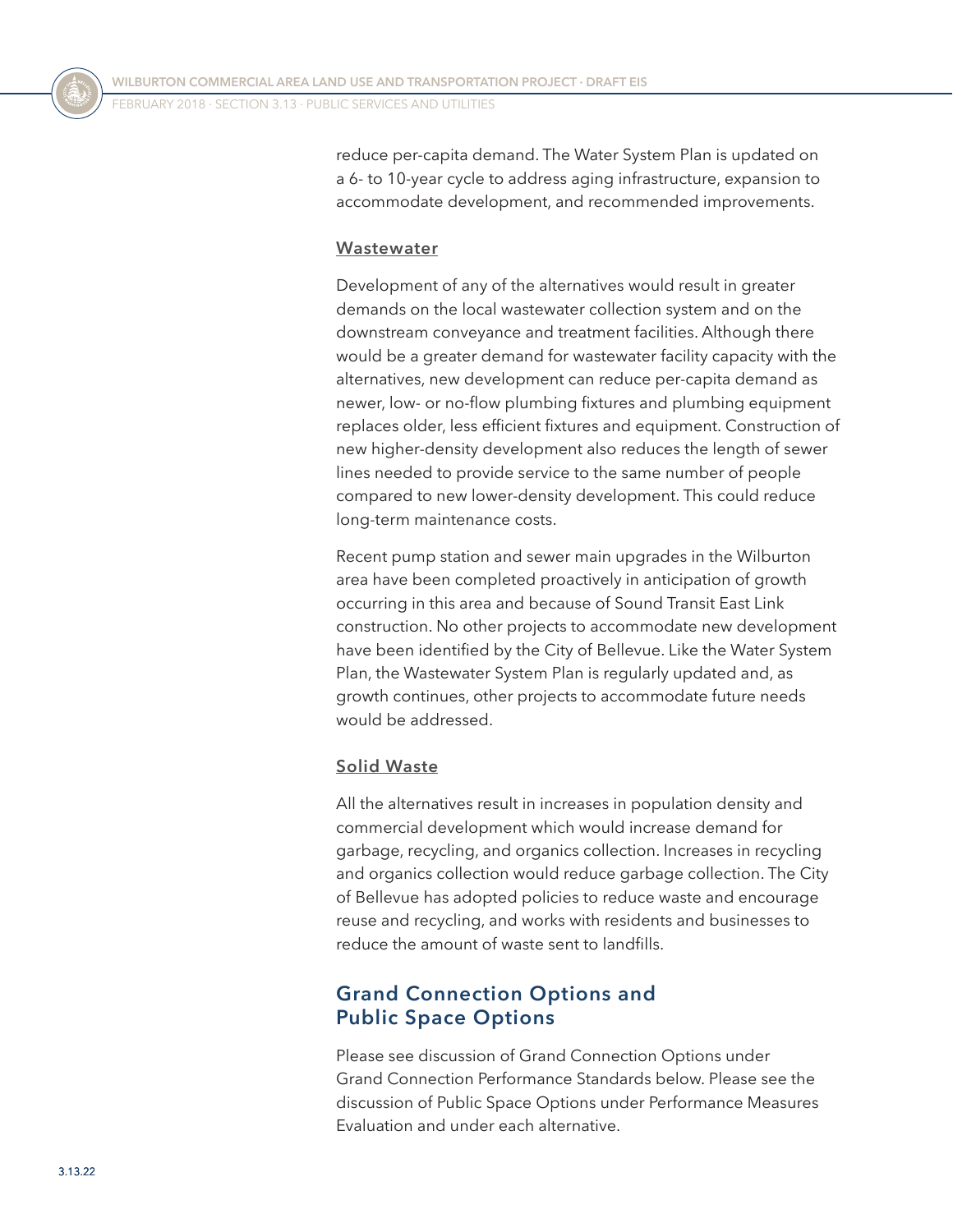reduce per-capita demand. The Water System Plan is updated on a 6- to 10-year cycle to address aging infrastructure, expansion to accommodate development, and recommended improvements.

### Wastewater

Development of any of the alternatives would result in greater demands on the local wastewater collection system and on the downstream conveyance and treatment facilities. Although there would be a greater demand for wastewater facility capacity with the alternatives, new development can reduce per-capita demand as newer, low- or no-flow plumbing fixtures and plumbing equipment replaces older, less efficient fixtures and equipment. Construction of new higher-density development also reduces the length of sewer lines needed to provide service to the same number of people compared to new lower-density development. This could reduce long-term maintenance costs.

Recent pump station and sewer main upgrades in the Wilburton area have been completed proactively in anticipation of growth occurring in this area and because of Sound Transit East Link construction. No other projects to accommodate new development have been identified by the City of Bellevue. Like the Water System Plan, the Wastewater System Plan is regularly updated and, as growth continues, other projects to accommodate future needs would be addressed.

### Solid Waste

All the alternatives result in increases in population density and commercial development which would increase demand for garbage, recycling, and organics collection. Increases in recycling and organics collection would reduce garbage collection. The City of Bellevue has adopted policies to reduce waste and encourage reuse and recycling, and works with residents and businesses to reduce the amount of waste sent to landfills.

## Grand Connection Options and Public Space Options

Please see discussion of Grand Connection Options under Grand Connection Performance Standards below. Please see the discussion of Public Space Options under Performance Measures Evaluation and under each alternative.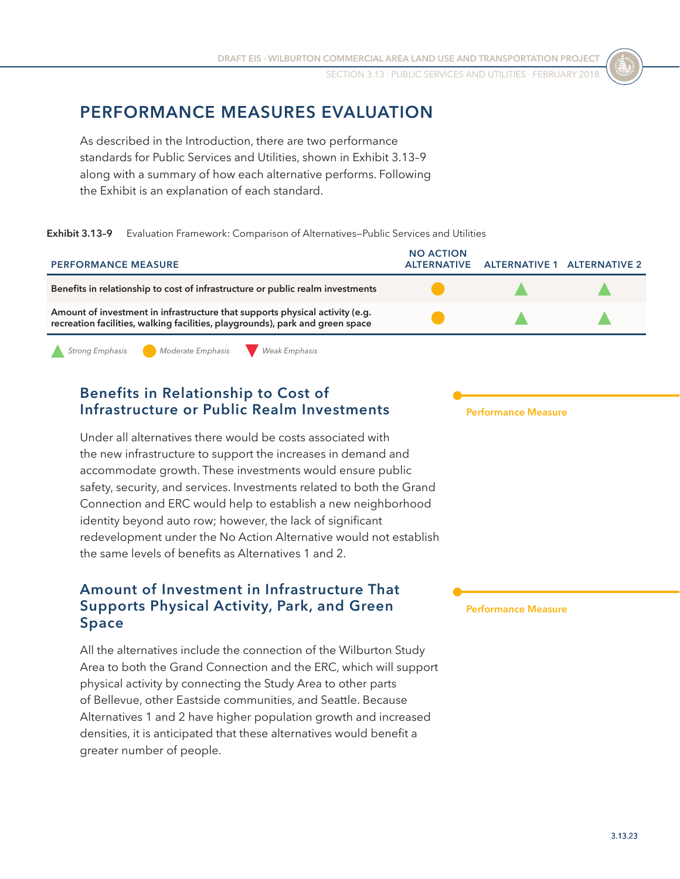# PERFORMANCE MEASURES EVALUATION

As described in the Introduction, there are two performance standards for Public Services and Utilities, shown in Exhibit 3.13–9 along with a summary of how each alternative performs. Following the Exhibit is an explanation of each standard.

**Exhibit 3.13–9** Evaluation Framework: Comparison of Alternatives—Public Services and Utilities

| PERFORMANCE MEASURE | NO ACTION ALTERNATIVE | ALTERNATIVE 1 | ALTERNATIVE 2 |
|---|---|---|---|
| **Benefits in relationship to cost of infrastructure or public realm investments** | Moderate Emphasis | Strong Emphasis | Strong Emphasis |
| **Amount of investment in infrastructure that supports physical activity (e.g. recreation facilities, walking facilities, playgrounds), park and green space** | Moderate Emphasis | Strong Emphasis | Strong Emphasis |

*Strong Emphasis* *Moderate Emphasis* *Weak Emphasis*

## Benefits in Relationship to Cost of Infrastructure or Public Realm Investments

Performance Measure

Under all alternatives there would be costs associated with the new infrastructure to support the increases in demand and accommodate growth. These investments would ensure public safety, security, and services. Investments related to both the Grand Connection and ERC would help to establish a new neighborhood identity beyond auto row; however, the lack of significant redevelopment under the No Action Alternative would not establish the same levels of benefits as Alternatives 1 and 2.

## Amount of Investment in Infrastructure That Supports Physical Activity, Park, and Green Space

Performance Measure

All the alternatives include the connection of the Wilburton Study Area to both the Grand Connection and the ERC, which will support physical activity by connecting the Study Area to other parts of Bellevue, other Eastside communities, and Seattle. Because Alternatives 1 and 2 have higher population growth and increased densities, it is anticipated that these alternatives would benefit a greater number of people.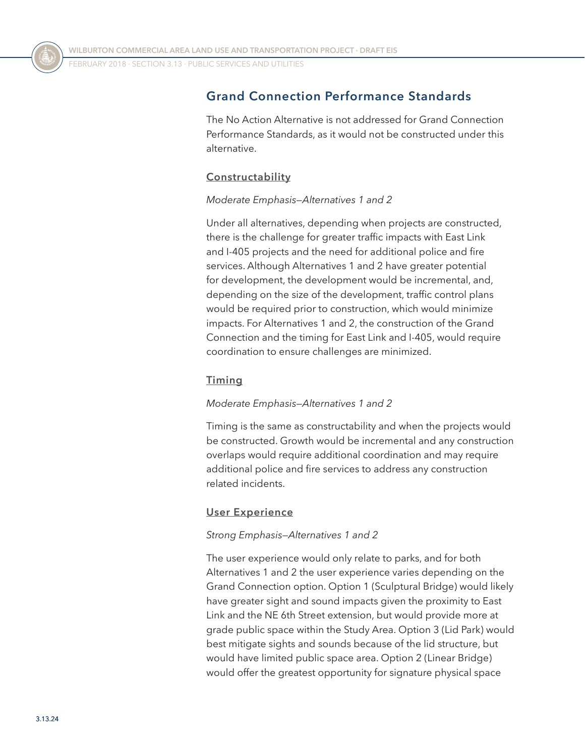## Grand Connection Performance Standards

The No Action Alternative is not addressed for Grand Connection Performance Standards, as it would not be constructed under this alternative.

### Constructability

*Moderate Emphasis—Alternatives 1 and 2*

Under all alternatives, depending when projects are constructed, there is the challenge for greater traffic impacts with East Link and I-405 projects and the need for additional police and fire services. Although Alternatives 1 and 2 have greater potential for development, the development would be incremental, and, depending on the size of the development, traffic control plans would be required prior to construction, which would minimize impacts. For Alternatives 1 and 2, the construction of the Grand Connection and the timing for East Link and I-405, would require coordination to ensure challenges are minimized.

### Timing

*Moderate Emphasis—Alternatives 1 and 2*

Timing is the same as constructability and when the projects would be constructed. Growth would be incremental and any construction overlaps would require additional coordination and may require additional police and fire services to address any construction related incidents.

### User Experience

*Strong Emphasis—Alternatives 1 and 2*

The user experience would only relate to parks, and for both Alternatives 1 and 2 the user experience varies depending on the Grand Connection option. Option 1 (Sculptural Bridge) would likely have greater sight and sound impacts given the proximity to East Link and the NE 6th Street extension, but would provide more at grade public space within the Study Area. Option 3 (Lid Park) would best mitigate sights and sounds because of the lid structure, but would have limited public space area. Option 2 (Linear Bridge) would offer the greatest opportunity for signature physical space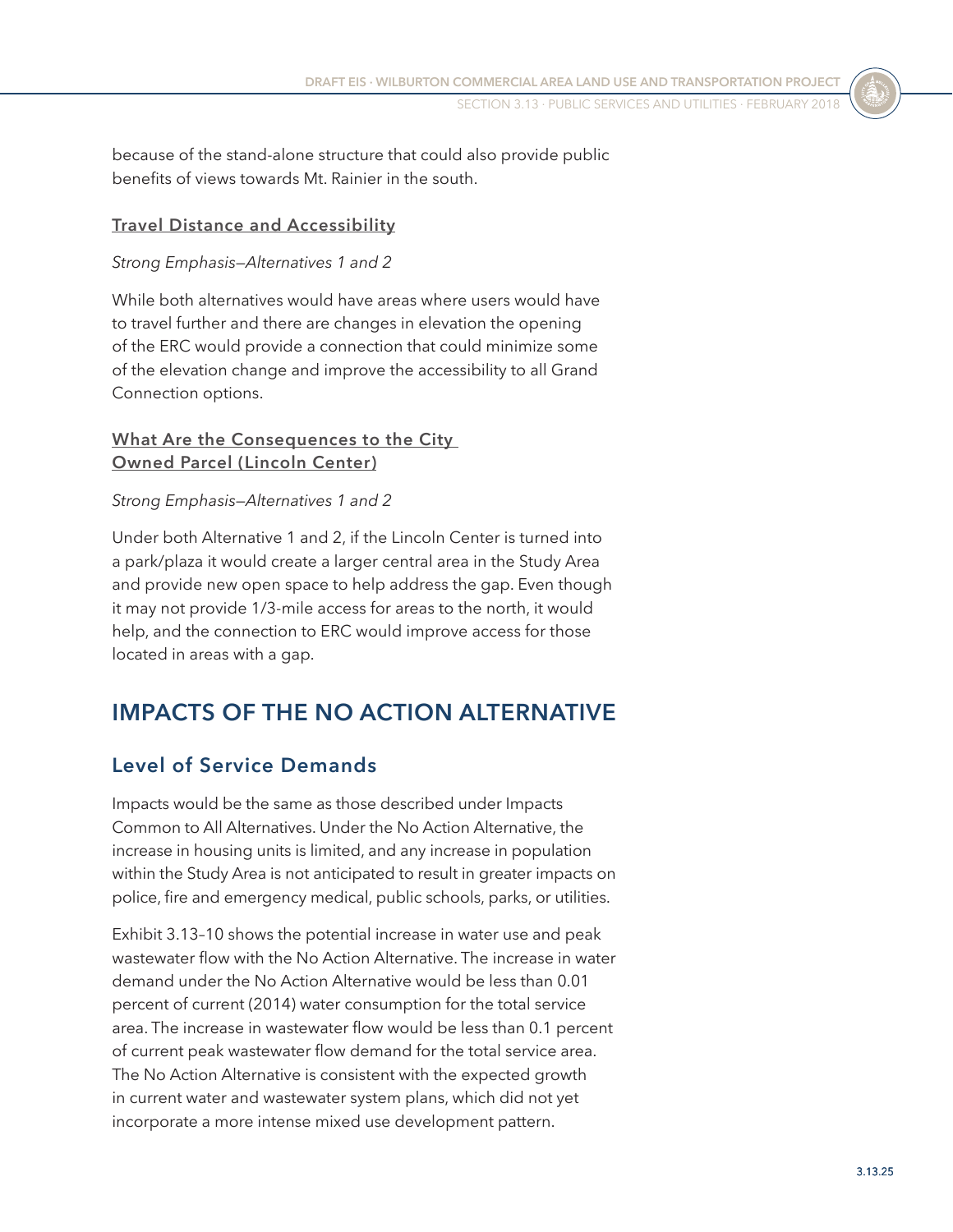because of the stand-alone structure that could also provide public benefits of views towards Mt. Rainier in the south.

#### Travel Distance and Accessibility

*Strong Emphasis—Alternatives 1 and 2*

While both alternatives would have areas where users would have to travel further and there are changes in elevation the opening of the ERC would provide a connection that could minimize some of the elevation change and improve the accessibility to all Grand Connection options.

#### What Are the Consequences to the City Owned Parcel (Lincoln Center)

*Strong Emphasis—Alternatives 1 and 2*

Under both Alternative 1 and 2, if the Lincoln Center is turned into a park/plaza it would create a larger central area in the Study Area and provide new open space to help address the gap. Even though it may not provide 1/3-mile access for areas to the north, it would help, and the connection to ERC would improve access for those located in areas with a gap.

## IMPACTS OF THE NO ACTION ALTERNATIVE

### Level of Service Demands

Impacts would be the same as those described under Impacts Common to All Alternatives. Under the No Action Alternative, the increase in housing units is limited, and any increase in population within the Study Area is not anticipated to result in greater impacts on police, fire and emergency medical, public schools, parks, or utilities.

Exhibit 3.13–10 shows the potential increase in water use and peak wastewater flow with the No Action Alternative. The increase in water demand under the No Action Alternative would be less than 0.01 percent of current (2014) water consumption for the total service area. The increase in wastewater flow would be less than 0.1 percent of current peak wastewater flow demand for the total service area. The No Action Alternative is consistent with the expected growth in current water and wastewater system plans, which did not yet incorporate a more intense mixed use development pattern.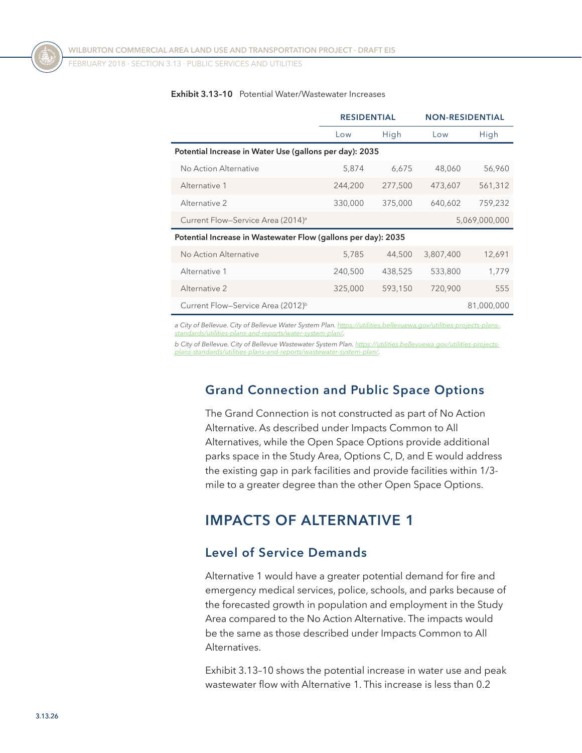**Exhibit 3.13–10** Potential Water/Wastewater Increases

| | RESIDENTIAL | | NON-RESIDENTIAL | |
|---|---|---|---|---|
| | Low | High | Low | High |
| **Potential Increase in Water Use (gallons per day): 2035** | | | | |
| No Action Alternative | 5,874 | 6,675 | 48,060 | 56,960 |
| Alternative 1 | 244,200 | 277,500 | 473,607 | 561,312 |
| Alternative 2 | 330,000 | 375,000 | 640,602 | 759,232 |
| Current Flow—Service Area (2014)[a] | | | | 5,069,000,000 |
| **Potential Increase in Wastewater Flow (gallons per day): 2035** | | | | |
| No Action Alternative | 5,785 | 44,500 | 3,807,400 | 12,691 |
| Alternative 1 | 240,500 | 438,525 | 533,800 | 1,779 |
| Alternative 2 | 325,000 | 593,150 | 720,900 | 555 |
| Current Flow—Service Area (2012)[b] | | | | 81,000,000 |

*a City of Bellevue. City of Bellevue Water System Plan. https://utilities.bellevuewa.gov/utilities-projects-plans-standards/utilities-plans-and-reports/water-system-plan/.*

*b City of Bellevue. City of Bellevue Wastewater System Plan. https://utilities.bellevuewa.gov/utilities-projects-plans-standards/utilities-plans-and-reports/wastewater-system-plan/.*

### Grand Connection and Public Space Options

The Grand Connection is not constructed as part of No Action Alternative. As described under Impacts Common to All Alternatives, while the Open Space Options provide additional parks space in the Study Area, Options C, D, and E would address the existing gap in park facilities and provide facilities within 1/3-mile to a greater degree than the other Open Space Options.

## IMPACTS OF ALTERNATIVE 1

### Level of Service Demands

Alternative 1 would have a greater potential demand for fire and emergency medical services, police, schools, and parks because of the forecasted growth in population and employment in the Study Area compared to the No Action Alternative. The impacts would be the same as those described under Impacts Common to All Alternatives.

Exhibit 3.13–10 shows the potential increase in water use and peak wastewater flow with Alternative 1. This increase is less than 0.2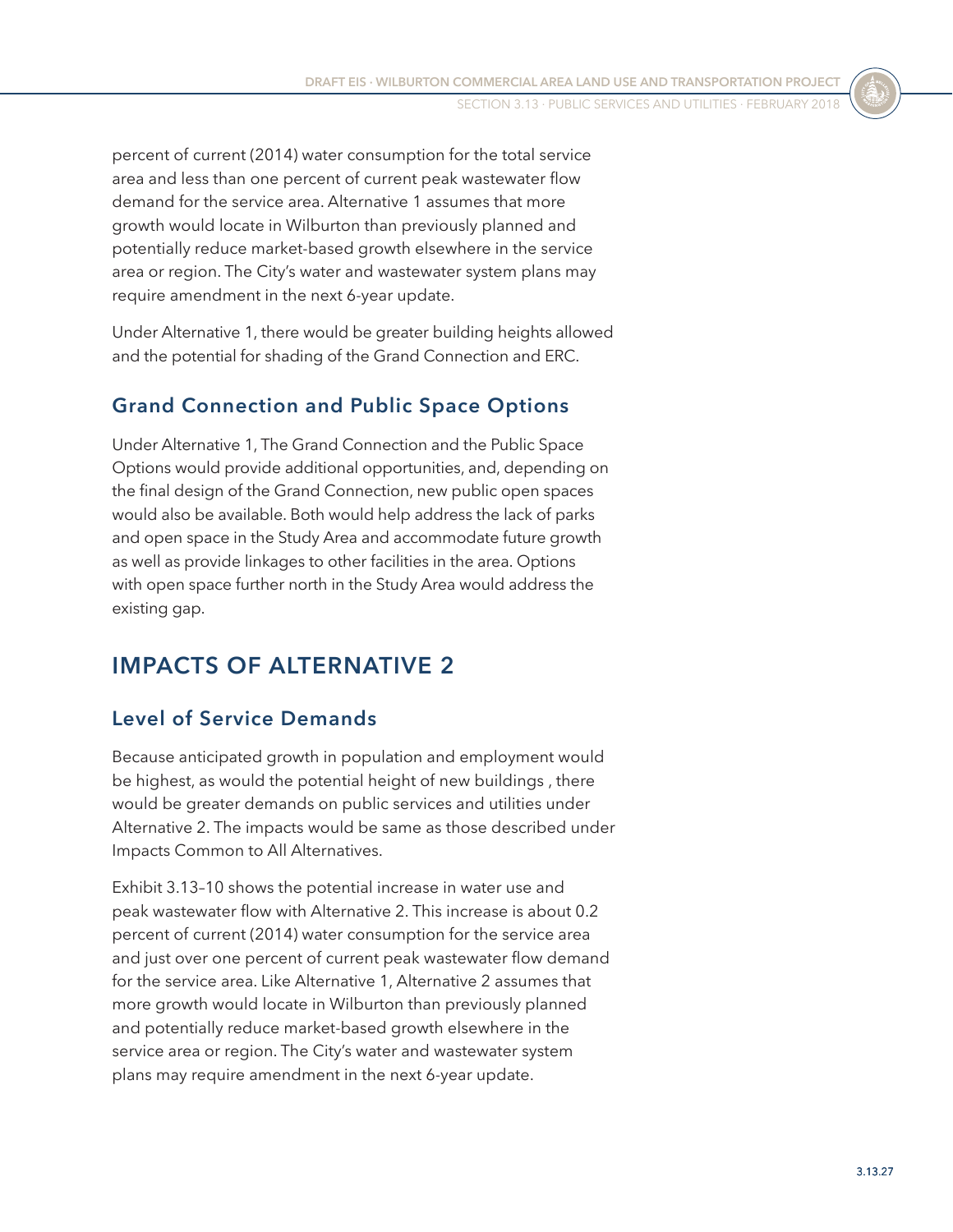percent of current (2014) water consumption for the total service area and less than one percent of current peak wastewater flow demand for the service area. Alternative 1 assumes that more growth would locate in Wilburton than previously planned and potentially reduce market-based growth elsewhere in the service area or region. The City's water and wastewater system plans may require amendment in the next 6-year update.

Under Alternative 1, there would be greater building heights allowed and the potential for shading of the Grand Connection and ERC.

### Grand Connection and Public Space Options

Under Alternative 1, The Grand Connection and the Public Space Options would provide additional opportunities, and, depending on the final design of the Grand Connection, new public open spaces would also be available. Both would help address the lack of parks and open space in the Study Area and accommodate future growth as well as provide linkages to other facilities in the area. Options with open space further north in the Study Area would address the existing gap.

## IMPACTS OF ALTERNATIVE 2

### Level of Service Demands

Because anticipated growth in population and employment would be highest, as would the potential height of new buildings , there would be greater demands on public services and utilities under Alternative 2. The impacts would be same as those described under Impacts Common to All Alternatives.

Exhibit 3.13–10 shows the potential increase in water use and peak wastewater flow with Alternative 2. This increase is about 0.2 percent of current (2014) water consumption for the service area and just over one percent of current peak wastewater flow demand for the service area. Like Alternative 1, Alternative 2 assumes that more growth would locate in Wilburton than previously planned and potentially reduce market-based growth elsewhere in the service area or region. The City's water and wastewater system plans may require amendment in the next 6-year update.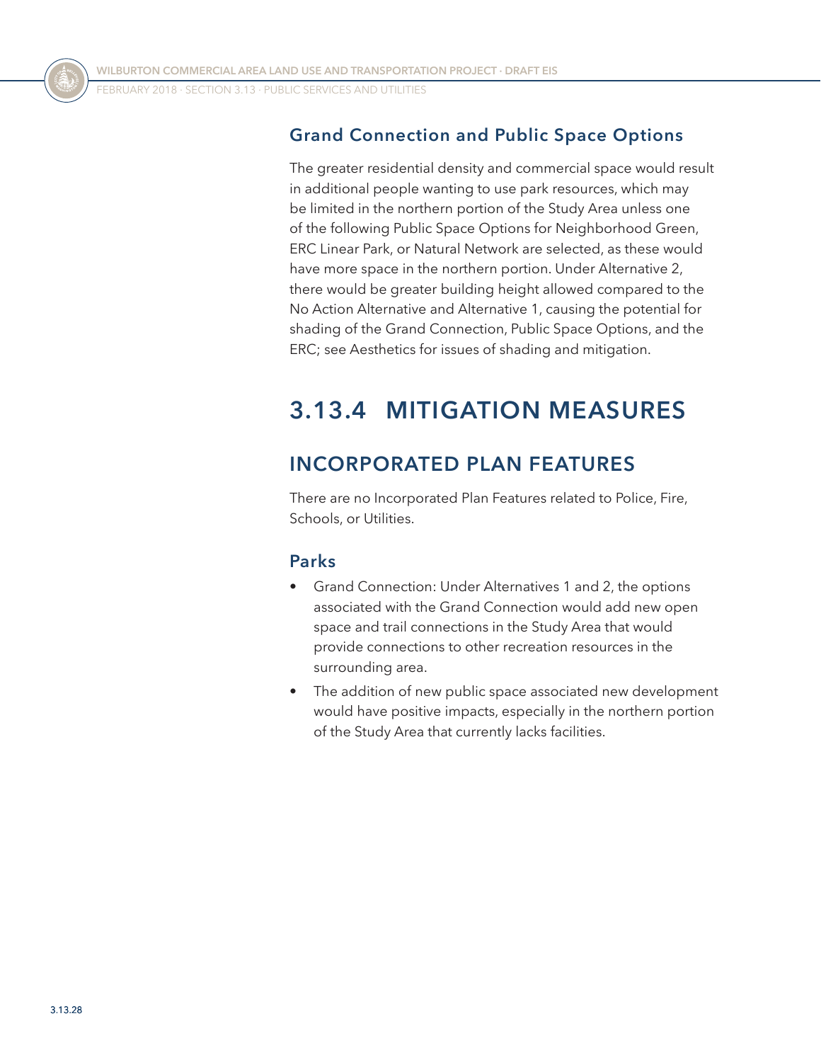### Grand Connection and Public Space Options

The greater residential density and commercial space would result in additional people wanting to use park resources, which may be limited in the northern portion of the Study Area unless one of the following Public Space Options for Neighborhood Green, ERC Linear Park, or Natural Network are selected, as these would have more space in the northern portion. Under Alternative 2, there would be greater building height allowed compared to the No Action Alternative and Alternative 1, causing the potential for shading of the Grand Connection, Public Space Options, and the ERC; see Aesthetics for issues of shading and mitigation.

# 3.13.4 MITIGATION MEASURES

## INCORPORATED PLAN FEATURES

There are no Incorporated Plan Features related to Police, Fire, Schools, or Utilities.

### Parks

- Grand Connection: Under Alternatives 1 and 2, the options associated with the Grand Connection would add new open space and trail connections in the Study Area that would provide connections to other recreation resources in the surrounding area.
- The addition of new public space associated new development would have positive impacts, especially in the northern portion of the Study Area that currently lacks facilities.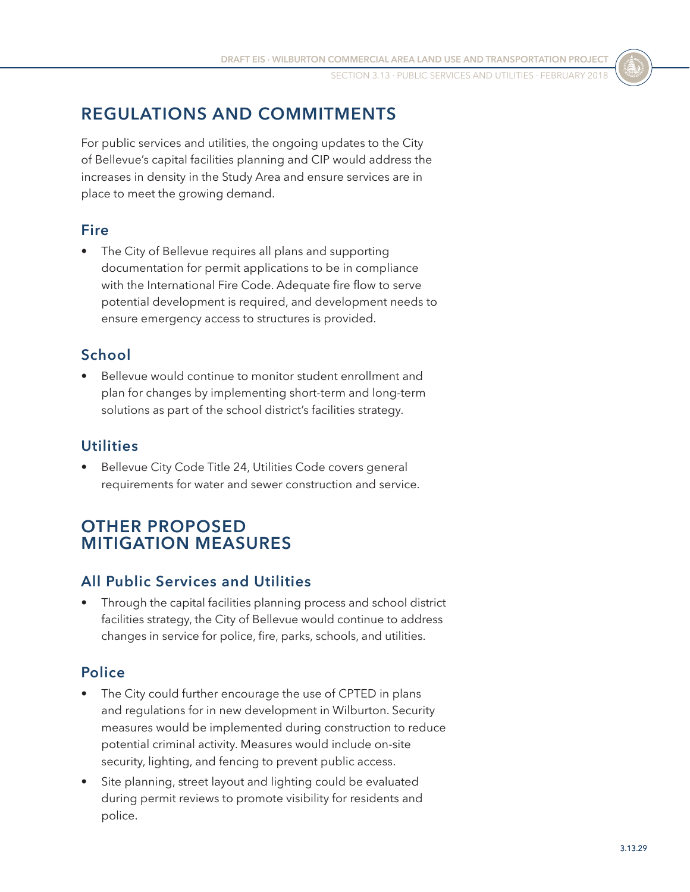## REGULATIONS AND COMMITMENTS

For public services and utilities, the ongoing updates to the City of Bellevue's capital facilities planning and CIP would address the increases in density in the Study Area and ensure services are in place to meet the growing demand.

### Fire

- The City of Bellevue requires all plans and supporting documentation for permit applications to be in compliance with the International Fire Code. Adequate fire flow to serve potential development is required, and development needs to ensure emergency access to structures is provided.

### School

- Bellevue would continue to monitor student enrollment and plan for changes by implementing short-term and long-term solutions as part of the school district's facilities strategy.

### Utilities

- Bellevue City Code Title 24, Utilities Code covers general requirements for water and sewer construction and service.

## OTHER PROPOSED MITIGATION MEASURES

### All Public Services and Utilities

- Through the capital facilities planning process and school district facilities strategy, the City of Bellevue would continue to address changes in service for police, fire, parks, schools, and utilities.

### Police

- The City could further encourage the use of CPTED in plans and regulations for in new development in Wilburton. Security measures would be implemented during construction to reduce potential criminal activity. Measures would include on-site security, lighting, and fencing to prevent public access.
- Site planning, street layout and lighting could be evaluated during permit reviews to promote visibility for residents and police.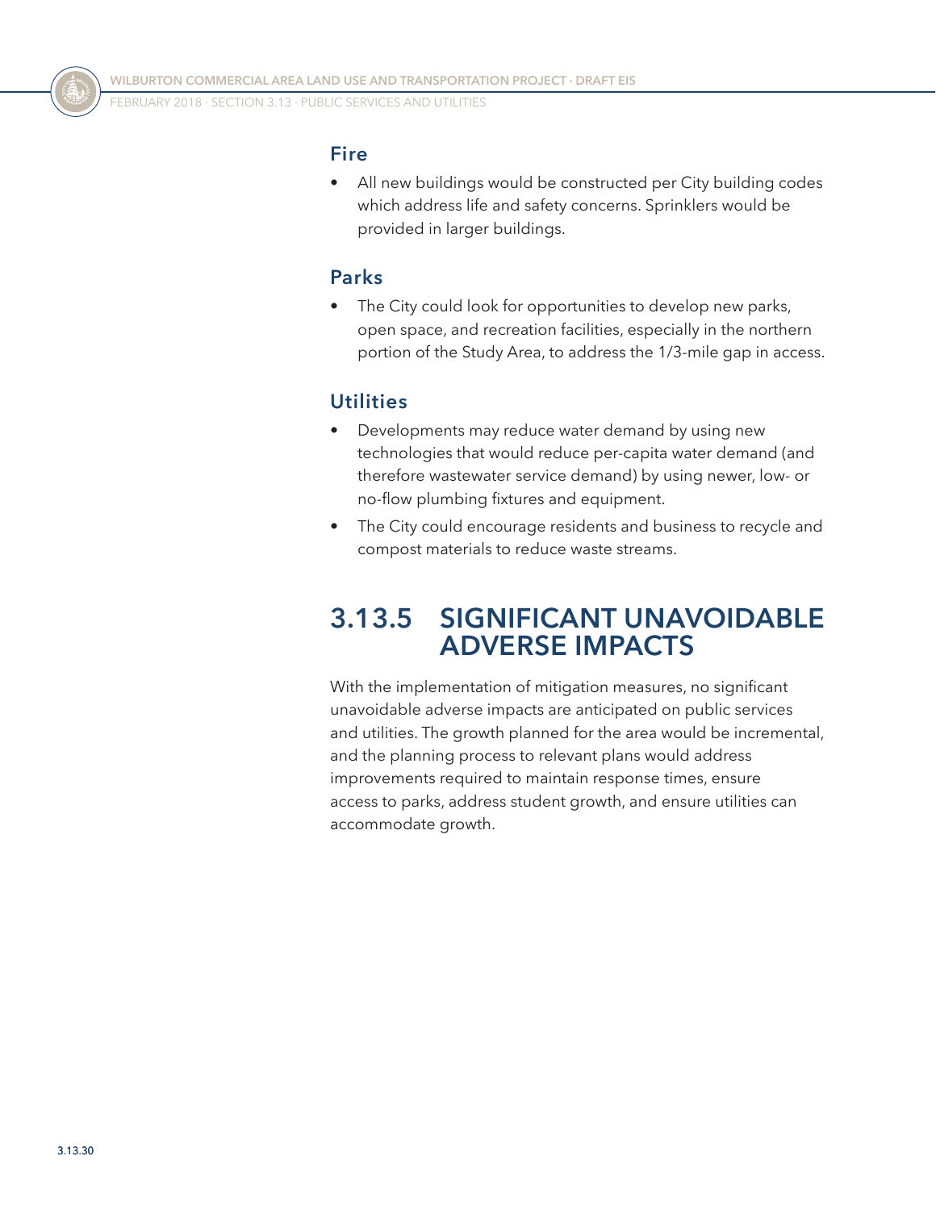### Fire

- All new buildings would be constructed per City building codes which address life and safety concerns. Sprinklers would be provided in larger buildings.

### Parks

- The City could look for opportunities to develop new parks, open space, and recreation facilities, especially in the northern portion of the Study Area, to address the 1/3-mile gap in access.

### Utilities

- Developments may reduce water demand by using new technologies that would reduce per-capita water demand (and therefore wastewater service demand) by using newer, low- or no-flow plumbing fixtures and equipment.
- The City could encourage residents and business to recycle and compost materials to reduce waste streams.

## 3.13.5 SIGNIFICANT UNAVOIDABLE ADVERSE IMPACTS

With the implementation of mitigation measures, no significant unavoidable adverse impacts are anticipated on public services and utilities. The growth planned for the area would be incremental, and the planning process to relevant plans would address improvements required to maintain response times, ensure access to parks, address student growth, and ensure utilities can accommodate growth.